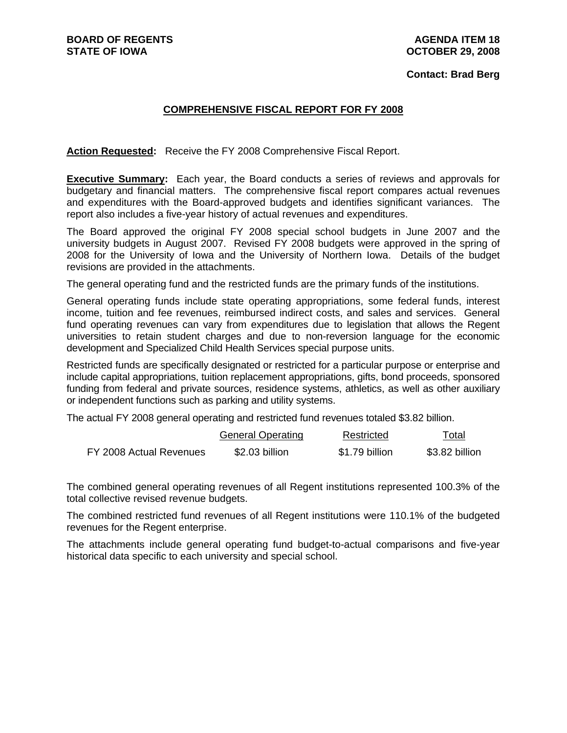**BOARD OF REGENTS**
**STATE OF IOWA**

**AGENDA ITEM 18**
**OCTOBER 29, 2008**

**Contact: Brad Berg**

## COMPREHENSIVE FISCAL REPORT FOR FY 2008

**Action Requested:** Receive the FY 2008 Comprehensive Fiscal Report.

**Executive Summary:** Each year, the Board conducts a series of reviews and approvals for budgetary and financial matters. The comprehensive fiscal report compares actual revenues and expenditures with the Board-approved budgets and identifies significant variances. The report also includes a five-year history of actual revenues and expenditures.

The Board approved the original FY 2008 special school budgets in June 2007 and the university budgets in August 2007. Revised FY 2008 budgets were approved in the spring of 2008 for the University of Iowa and the University of Northern Iowa. Details of the budget revisions are provided in the attachments.

The general operating fund and the restricted funds are the primary funds of the institutions.

General operating funds include state operating appropriations, some federal funds, interest income, tuition and fee revenues, reimbursed indirect costs, and sales and services. General fund operating revenues can vary from expenditures due to legislation that allows the Regent universities to retain student charges and due to non-reversion language for the economic development and Specialized Child Health Services special purpose units.

Restricted funds are specifically designated or restricted for a particular purpose or enterprise and include capital appropriations, tuition replacement appropriations, gifts, bond proceeds, sponsored funding from federal and private sources, residence systems, athletics, as well as other auxiliary or independent functions such as parking and utility systems.

The actual FY 2008 general operating and restricted fund revenues totaled $3.82 billion.

| | General Operating | Restricted | Total |
|---|---|---|---|
| FY 2008 Actual Revenues | $2.03 billion | $1.79 billion | $3.82 billion |

The combined general operating revenues of all Regent institutions represented 100.3% of the total collective revised revenue budgets.

The combined restricted fund revenues of all Regent institutions were 110.1% of the budgeted revenues for the Regent enterprise.

The attachments include general operating fund budget-to-actual comparisons and five-year historical data specific to each university and special school.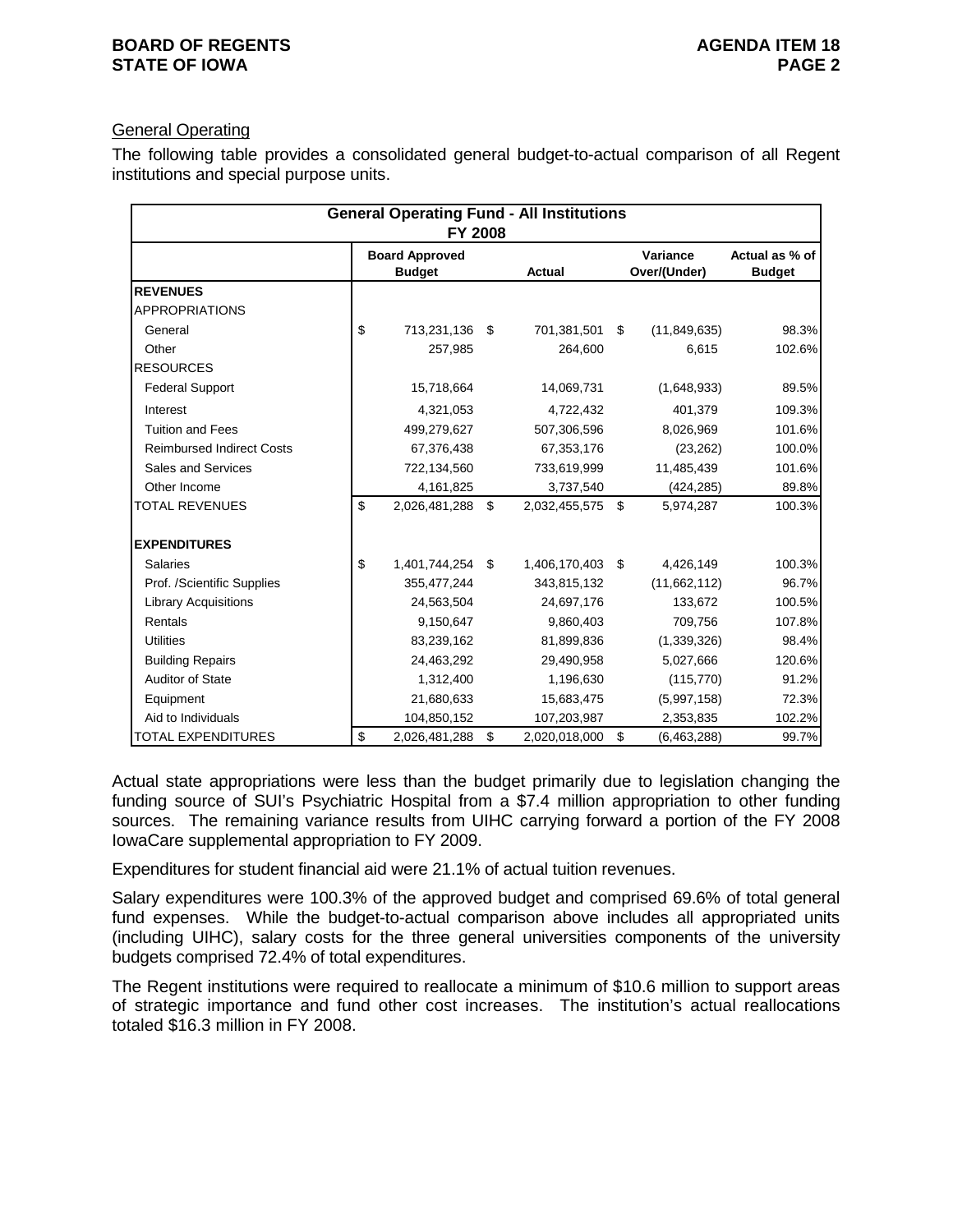General Operating

The following table provides a consolidated general budget-to-actual comparison of all Regent institutions and special purpose units.

| General Operating Fund - All Institutions FY 2008 | | | | |
|---|---|---|---|---|
| | Board Approved Budget | Actual | Variance Over/(Under) | Actual as % of Budget |
| **REVENUES** | | | | |
| APPROPRIATIONS | | | | |
| General | $ 713,231,136 | $ 701,381,501 | $ (11,849,635) | 98.3% |
| Other | 257,985 | 264,600 | 6,615 | 102.6% |
| RESOURCES | | | | |
| Federal Support | 15,718,664 | 14,069,731 | (1,648,933) | 89.5% |
| Interest | 4,321,053 | 4,722,432 | 401,379 | 109.3% |
| Tuition and Fees | 499,279,627 | 507,306,596 | 8,026,969 | 101.6% |
| Reimbursed Indirect Costs | 67,376,438 | 67,353,176 | (23,262) | 100.0% |
| Sales and Services | 722,134,560 | 733,619,999 | 11,485,439 | 101.6% |
| Other Income | 4,161,825 | 3,737,540 | (424,285) | 89.8% |
| TOTAL REVENUES | $ 2,026,481,288 | $ 2,032,455,575 | $ 5,974,287 | 100.3% |
| | | | | |
| **EXPENDITURES** | | | | |
| Salaries | $ 1,401,744,254 | $ 1,406,170,403 | $ 4,426,149 | 100.3% |
| Prof. /Scientific Supplies | 355,477,244 | 343,815,132 | (11,662,112) | 96.7% |
| Library Acquisitions | 24,563,504 | 24,697,176 | 133,672 | 100.5% |
| Rentals | 9,150,647 | 9,860,403 | 709,756 | 107.8% |
| Utilities | 83,239,162 | 81,899,836 | (1,339,326) | 98.4% |
| Building Repairs | 24,463,292 | 29,490,958 | 5,027,666 | 120.6% |
| Auditor of State | 1,312,400 | 1,196,630 | (115,770) | 91.2% |
| Equipment | 21,680,633 | 15,683,475 | (5,997,158) | 72.3% |
| Aid to Individuals | 104,850,152 | 107,203,987 | 2,353,835 | 102.2% |
| TOTAL EXPENDITURES | $ 2,026,481,288 | $ 2,020,018,000 | $ (6,463,288) | 99.7% |

Actual state appropriations were less than the budget primarily due to legislation changing the funding source of SUI's Psychiatric Hospital from a $7.4 million appropriation to other funding sources. The remaining variance results from UIHC carrying forward a portion of the FY 2008 IowaCare supplemental appropriation to FY 2009.

Expenditures for student financial aid were 21.1% of actual tuition revenues.

Salary expenditures were 100.3% of the approved budget and comprised 69.6% of total general fund expenses. While the budget-to-actual comparison above includes all appropriated units (including UIHC), salary costs for the three general universities components of the university budgets comprised 72.4% of total expenditures.

The Regent institutions were required to reallocate a minimum of $10.6 million to support areas of strategic importance and fund other cost increases. The institution's actual reallocations totaled $16.3 million in FY 2008.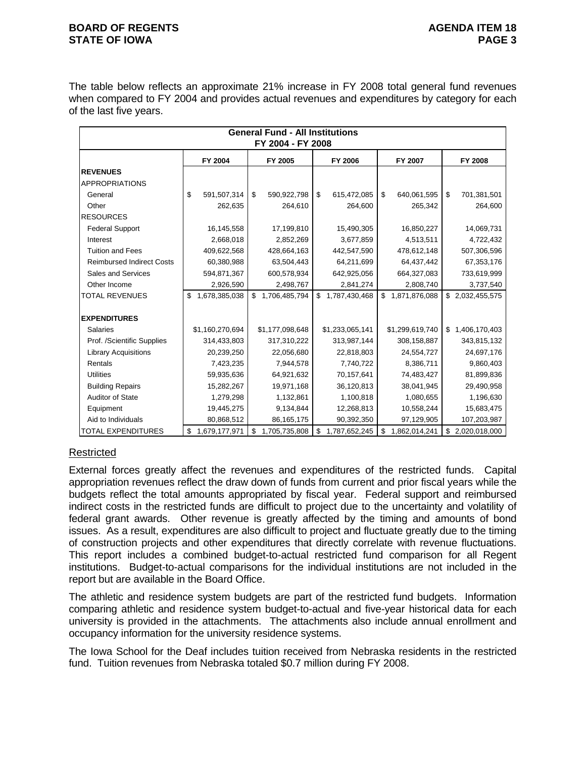The table below reflects an approximate 21% increase in FY 2008 total general fund revenues when compared to FY 2004 and provides actual revenues and expenditures by category for each of the last five years.

| General Fund - All Institutions FY 2004 - FY 2008 | | | | | |
|---|---|---|---|---|---|
| | FY 2004 | FY 2005 | FY 2006 | FY 2007 | FY 2008 |
| **REVENUES** | | | | | |
| APPROPRIATIONS | | | | | |
| General | $ 591,507,314 | $ 590,922,798 | $ 615,472,085 | $ 640,061,595 | $ 701,381,501 |
| Other | 262,635 | 264,610 | 264,600 | 265,342 | 264,600 |
| RESOURCES | | | | | |
| Federal Support | 16,145,558 | 17,199,810 | 15,490,305 | 16,850,227 | 14,069,731 |
| Interest | 2,668,018 | 2,852,269 | 3,677,859 | 4,513,511 | 4,722,432 |
| Tuition and Fees | 409,622,568 | 428,664,163 | 442,547,590 | 478,612,148 | 507,306,596 |
| Reimbursed Indirect Costs | 60,380,988 | 63,504,443 | 64,211,699 | 64,437,442 | 67,353,176 |
| Sales and Services | 594,871,367 | 600,578,934 | 642,925,056 | 664,327,083 | 733,619,999 |
| Other Income | 2,926,590 | 2,498,767 | 2,841,274 | 2,808,740 | 3,737,540 |
| TOTAL REVENUES | $ 1,678,385,038 | $ 1,706,485,794 | $ 1,787,430,468 | $ 1,871,876,088 | $ 2,032,455,575 |
| | | | | | |
| **EXPENDITURES** | | | | | |
| Salaries | $1,160,270,694 | $1,177,098,648 | $1,233,065,141 | $1,299,619,740 | $ 1,406,170,403 |
| Prof. /Scientific Supplies | 314,433,803 | 317,310,222 | 313,987,144 | 308,158,887 | 343,815,132 |
| Library Acquisitions | 20,239,250 | 22,056,680 | 22,818,803 | 24,554,727 | 24,697,176 |
| Rentals | 7,423,235 | 7,944,578 | 7,740,722 | 8,386,711 | 9,860,403 |
| Utilities | 59,935,636 | 64,921,632 | 70,157,641 | 74,483,427 | 81,899,836 |
| Building Repairs | 15,282,267 | 19,971,168 | 36,120,813 | 38,041,945 | 29,490,958 |
| Auditor of State | 1,279,298 | 1,132,861 | 1,100,818 | 1,080,655 | 1,196,630 |
| Equipment | 19,445,275 | 9,134,844 | 12,268,813 | 10,558,244 | 15,683,475 |
| Aid to Individuals | 80,868,512 | 86,165,175 | 90,392,350 | 97,129,905 | 107,203,987 |
| TOTAL EXPENDITURES | $ 1,679,177,971 | $ 1,705,735,808 | $ 1,787,652,245 | $ 1,862,014,241 | $ 2,020,018,000 |

## Restricted

External forces greatly affect the revenues and expenditures of the restricted funds. Capital appropriation revenues reflect the draw down of funds from current and prior fiscal years while the budgets reflect the total amounts appropriated by fiscal year. Federal support and reimbursed indirect costs in the restricted funds are difficult to project due to the uncertainty and volatility of federal grant awards. Other revenue is greatly affected by the timing and amounts of bond issues. As a result, expenditures are also difficult to project and fluctuate greatly due to the timing of construction projects and other expenditures that directly correlate with revenue fluctuations. This report includes a combined budget-to-actual restricted fund comparison for all Regent institutions. Budget-to-actual comparisons for the individual institutions are not included in the report but are available in the Board Office.

The athletic and residence system budgets are part of the restricted fund budgets. Information comparing athletic and residence system budget-to-actual and five-year historical data for each university is provided in the attachments. The attachments also include annual enrollment and occupancy information for the university residence systems.

The Iowa School for the Deaf includes tuition received from Nebraska residents in the restricted fund. Tuition revenues from Nebraska totaled $0.7 million during FY 2008.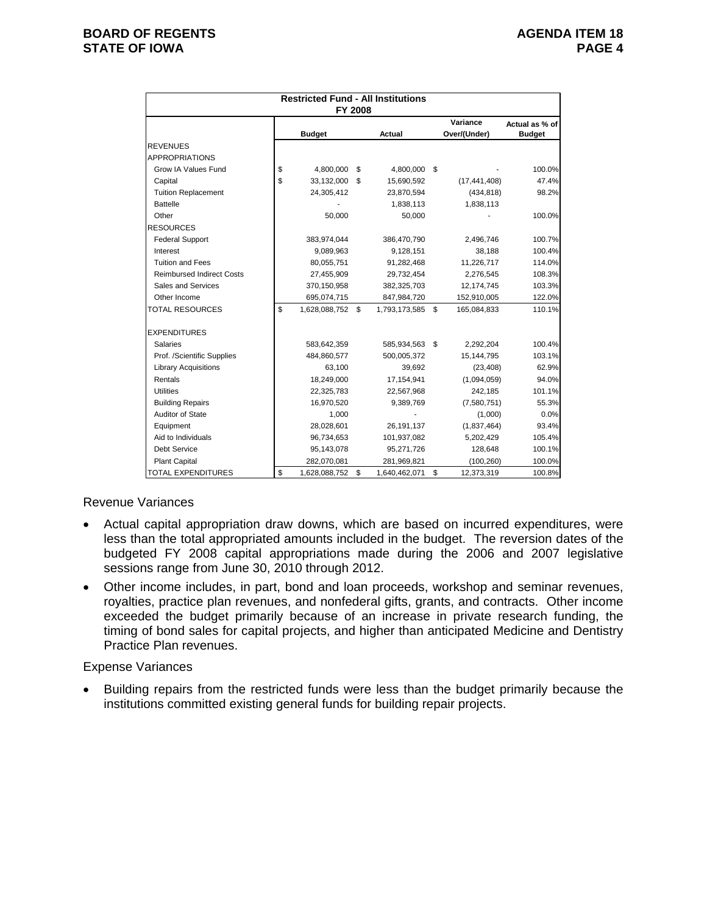| Restricted Fund - All Institutions FY 2008 | | | | |
|---|---|---|---|---|
| | Budget | Actual | Variance Over/(Under) | Actual as % of Budget |
| REVENUES | | | | |
| APPROPRIATIONS | | | | |
| Grow IA Values Fund | $ 4,800,000 | $ 4,800,000 | $ - | 100.0% |
| Capital | $ 33,132,000 | $ 15,690,592 | (17,441,408) | 47.4% |
| Tuition Replacement | 24,305,412 | 23,870,594 | (434,818) | 98.2% |
| Battelle | - | 1,838,113 | 1,838,113 | |
| Other | 50,000 | 50,000 | - | 100.0% |
| RESOURCES | | | | |
| Federal Support | 383,974,044 | 386,470,790 | 2,496,746 | 100.7% |
| Interest | 9,089,963 | 9,128,151 | 38,188 | 100.4% |
| Tuition and Fees | 80,055,751 | 91,282,468 | 11,226,717 | 114.0% |
| Reimbursed Indirect Costs | 27,455,909 | 29,732,454 | 2,276,545 | 108.3% |
| Sales and Services | 370,150,958 | 382,325,703 | 12,174,745 | 103.3% |
| Other Income | 695,074,715 | 847,984,720 | 152,910,005 | 122.0% |
| TOTAL RESOURCES | $ 1,628,088,752 | $ 1,793,173,585 | $ 165,084,833 | 110.1% |
| | | | | |
| EXPENDITURES | | | | |
| Salaries | 583,642,359 | 585,934,563 | $ 2,292,204 | 100.4% |
| Prof. /Scientific Supplies | 484,860,577 | 500,005,372 | 15,144,795 | 103.1% |
| Library Acquisitions | 63,100 | 39,692 | (23,408) | 62.9% |
| Rentals | 18,249,000 | 17,154,941 | (1,094,059) | 94.0% |
| Utilities | 22,325,783 | 22,567,968 | 242,185 | 101.1% |
| Building Repairs | 16,970,520 | 9,389,769 | (7,580,751) | 55.3% |
| Auditor of State | 1,000 | - | (1,000) | 0.0% |
| Equipment | 28,028,601 | 26,191,137 | (1,837,464) | 93.4% |
| Aid to Individuals | 96,734,653 | 101,937,082 | 5,202,429 | 105.4% |
| Debt Service | 95,143,078 | 95,271,726 | 128,648 | 100.1% |
| Plant Capital | 282,070,081 | 281,969,821 | (100,260) | 100.0% |
| TOTAL EXPENDITURES | $ 1,628,088,752 | $ 1,640,462,071 | $ 12,373,319 | 100.8% |

Revenue Variances

- Actual capital appropriation draw downs, which are based on incurred expenditures, were less than the total appropriated amounts included in the budget. The reversion dates of the budgeted FY 2008 capital appropriations made during the 2006 and 2007 legislative sessions range from June 30, 2010 through 2012.
- Other income includes, in part, bond and loan proceeds, workshop and seminar revenues, royalties, practice plan revenues, and nonfederal gifts, grants, and contracts. Other income exceeded the budget primarily because of an increase in private research funding, the timing of bond sales for capital projects, and higher than anticipated Medicine and Dentistry Practice Plan revenues.

Expense Variances

- Building repairs from the restricted funds were less than the budget primarily because the institutions committed existing general funds for building repair projects.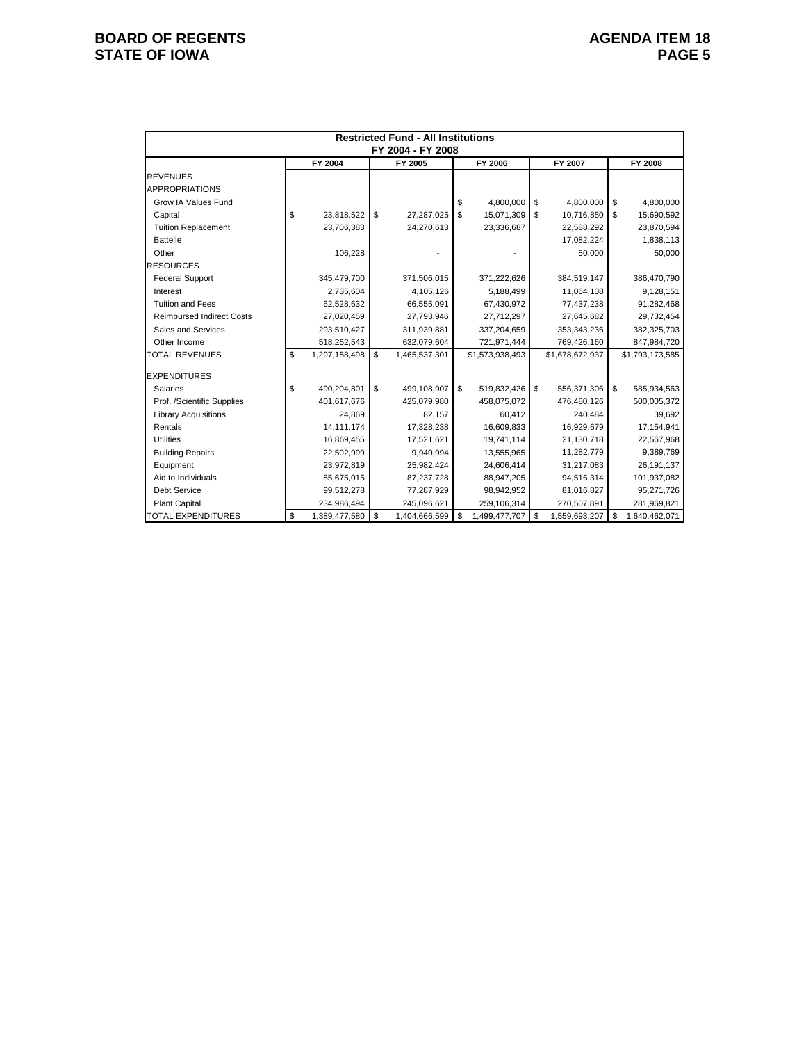| Restricted Fund - All Institutions FY 2004 - FY 2008 | | | | | |
|---|---|---|---|---|---|
| | FY 2004 | FY 2005 | FY 2006 | FY 2007 | FY 2008 |
| REVENUES | | | | | |
| APPROPRIATIONS | | | | | |
| Grow IA Values Fund | | | $ 4,800,000 | $ 4,800,000 | $ 4,800,000 |
| Capital | $ 23,818,522 | $ 27,287,025 | $ 15,071,309 | $ 10,716,850 | $ 15,690,592 |
| Tuition Replacement | 23,706,383 | 24,270,613 | 23,336,687 | 22,588,292 | 23,870,594 |
| Battelle | | | | 17,082,224 | 1,838,113 |
| Other | 106,228 | - | - | 50,000 | 50,000 |
| RESOURCES | | | | | |
| Federal Support | 345,479,700 | 371,506,015 | 371,222,626 | 384,519,147 | 386,470,790 |
| Interest | 2,735,604 | 4,105,126 | 5,188,499 | 11,064,108 | 9,128,151 |
| Tuition and Fees | 62,528,632 | 66,555,091 | 67,430,972 | 77,437,238 | 91,282,468 |
| Reimbursed Indirect Costs | 27,020,459 | 27,793,946 | 27,712,297 | 27,645,682 | 29,732,454 |
| Sales and Services | 293,510,427 | 311,939,881 | 337,204,659 | 353,343,236 | 382,325,703 |
| Other Income | 518,252,543 | 632,079,604 | 721,971,444 | 769,426,160 | 847,984,720 |
| TOTAL REVENUES | $ 1,297,158,498 | $ 1,465,537,301 | $1,573,938,493 | $1,678,672,937 | $1,793,173,585 |
| EXPENDITURES | | | | | |
| Salaries | $ 490,204,801 | $ 499,108,907 | $ 519,832,426 | $ 556,371,306 | $ 585,934,563 |
| Prof. /Scientific Supplies | 401,617,676 | 425,079,980 | 458,075,072 | 476,480,126 | 500,005,372 |
| Library Acquisitions | 24,869 | 82,157 | 60,412 | 240,484 | 39,692 |
| Rentals | 14,111,174 | 17,328,238 | 16,609,833 | 16,929,679 | 17,154,941 |
| Utilities | 16,869,455 | 17,521,621 | 19,741,114 | 21,130,718 | 22,567,968 |
| Building Repairs | 22,502,999 | 9,940,994 | 13,555,965 | 11,282,779 | 9,389,769 |
| Equipment | 23,972,819 | 25,982,424 | 24,606,414 | 31,217,083 | 26,191,137 |
| Aid to Individuals | 85,675,015 | 87,237,728 | 88,947,205 | 94,516,314 | 101,937,082 |
| Debt Service | 99,512,278 | 77,287,929 | 98,942,952 | 81,016,827 | 95,271,726 |
| Plant Capital | 234,986,494 | 245,096,621 | 259,106,314 | 270,507,891 | 281,969,821 |
| TOTAL EXPENDITURES | $ 1,389,477,580 | $ 1,404,666,599 | $ 1,499,477,707 | $ 1,559,693,207 | $ 1,640,462,071 |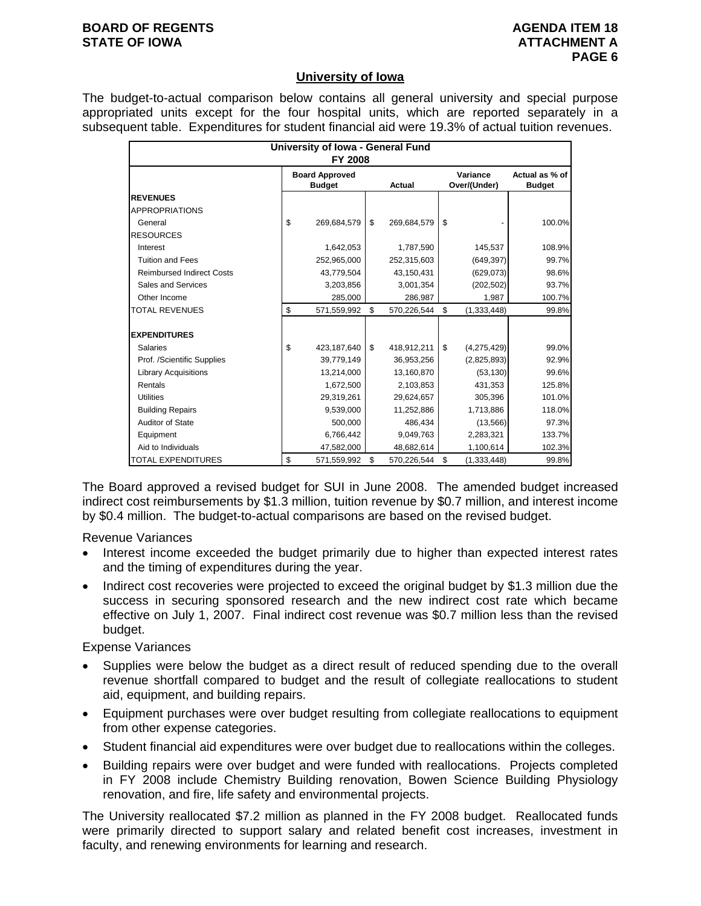## University of Iowa

The budget-to-actual comparison below contains all general university and special purpose appropriated units except for the four hospital units, which are reported separately in a subsequent table. Expenditures for student financial aid were 19.3% of actual tuition revenues.

| University of Iowa - General Fund FY 2008 | | | | |
|---|---|---|---|---|
| | Board Approved Budget | Actual | Variance Over/(Under) | Actual as % of Budget |
| **REVENUES** | | | | |
| APPROPRIATIONS | | | | |
| General | $ 269,684,579 | $ 269,684,579 | $ - | 100.0% |
| RESOURCES | | | | |
| Interest | 1,642,053 | 1,787,590 | 145,537 | 108.9% |
| Tuition and Fees | 252,965,000 | 252,315,603 | (649,397) | 99.7% |
| Reimbursed Indirect Costs | 43,779,504 | 43,150,431 | (629,073) | 98.6% |
| Sales and Services | 3,203,856 | 3,001,354 | (202,502) | 93.7% |
| Other Income | 285,000 | 286,987 | 1,987 | 100.7% |
| TOTAL REVENUES | $ 571,559,992 | $ 570,226,544 | $ (1,333,448) | 99.8% |
| | | | | |
| **EXPENDITURES** | | | | |
| Salaries | $ 423,187,640 | $ 418,912,211 | $ (4,275,429) | 99.0% |
| Prof. /Scientific Supplies | 39,779,149 | 36,953,256 | (2,825,893) | 92.9% |
| Library Acquisitions | 13,214,000 | 13,160,870 | (53,130) | 99.6% |
| Rentals | 1,672,500 | 2,103,853 | 431,353 | 125.8% |
| Utilities | 29,319,261 | 29,624,657 | 305,396 | 101.0% |
| Building Repairs | 9,539,000 | 11,252,886 | 1,713,886 | 118.0% |
| Auditor of State | 500,000 | 486,434 | (13,566) | 97.3% |
| Equipment | 6,766,442 | 9,049,763 | 2,283,321 | 133.7% |
| Aid to Individuals | 47,582,000 | 48,682,614 | 1,100,614 | 102.3% |
| TOTAL EXPENDITURES | $ 571,559,992 | $ 570,226,544 | $ (1,333,448) | 99.8% |

The Board approved a revised budget for SUI in June 2008. The amended budget increased indirect cost reimbursements by $1.3 million, tuition revenue by $0.7 million, and interest income by $0.4 million. The budget-to-actual comparisons are based on the revised budget.

Revenue Variances

- Interest income exceeded the budget primarily due to higher than expected interest rates and the timing of expenditures during the year.
- Indirect cost recoveries were projected to exceed the original budget by $1.3 million due the success in securing sponsored research and the new indirect cost rate which became effective on July 1, 2007. Final indirect cost revenue was $0.7 million less than the revised budget.

Expense Variances

- Supplies were below the budget as a direct result of reduced spending due to the overall revenue shortfall compared to budget and the result of collegiate reallocations to student aid, equipment, and building repairs.
- Equipment purchases were over budget resulting from collegiate reallocations to equipment from other expense categories.
- Student financial aid expenditures were over budget due to reallocations within the colleges.
- Building repairs were over budget and were funded with reallocations. Projects completed in FY 2008 include Chemistry Building renovation, Bowen Science Building Physiology renovation, and fire, life safety and environmental projects.

The University reallocated $7.2 million as planned in the FY 2008 budget. Reallocated funds were primarily directed to support salary and related benefit cost increases, investment in faculty, and renewing environments for learning and research.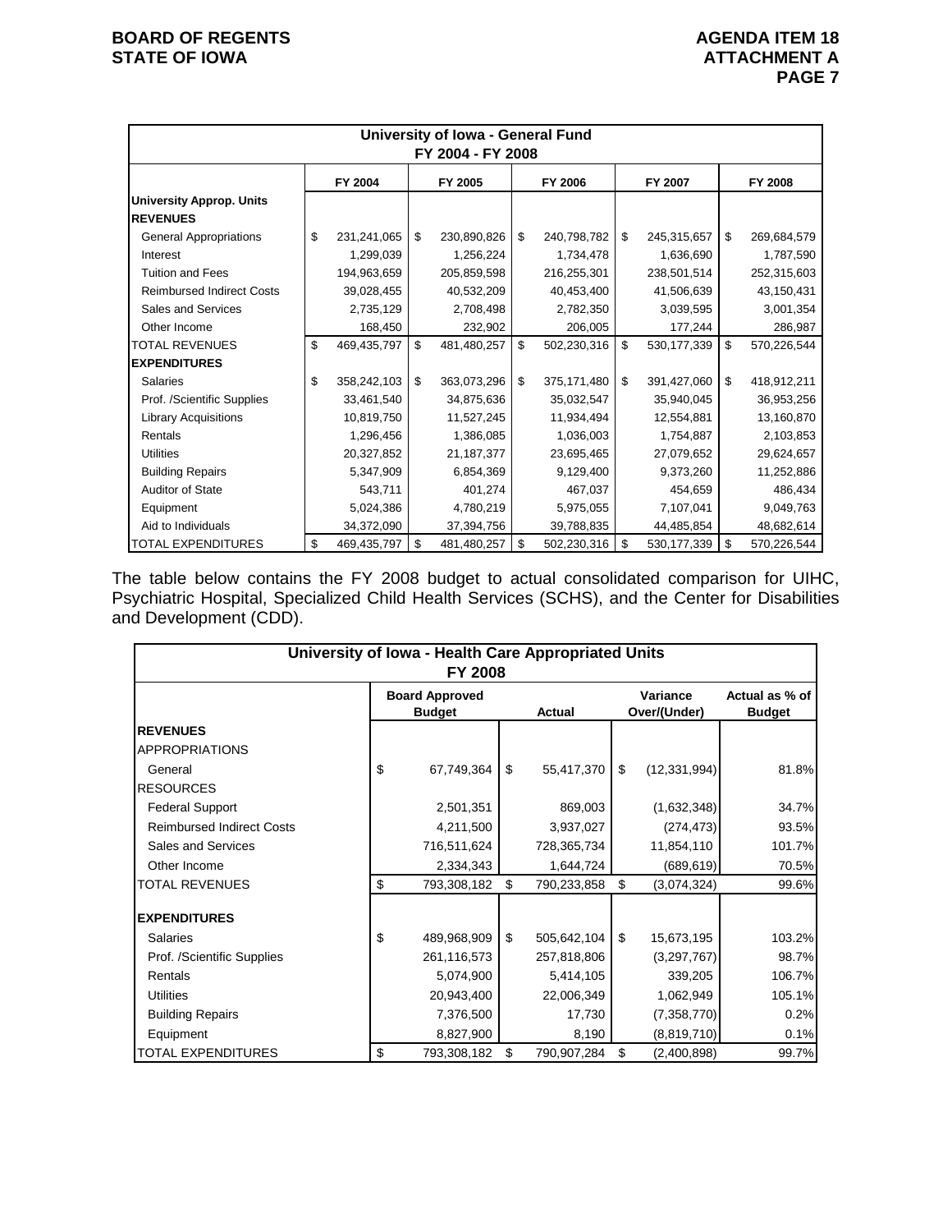| University of Iowa - General Fund FY 2004 - FY 2008 | | | | | |
|---|---|---|---|---|---|
| | FY 2004 | FY 2005 | FY 2006 | FY 2007 | FY 2008 |
| **University Approp. Units** | | | | | |
| **REVENUES** | | | | | |
| General Appropriations | $ 231,241,065 | $ 230,890,826 | $ 240,798,782 | $ 245,315,657 | $ 269,684,579 |
| Interest | 1,299,039 | 1,256,224 | 1,734,478 | 1,636,690 | 1,787,590 |
| Tuition and Fees | 194,963,659 | 205,859,598 | 216,255,301 | 238,501,514 | 252,315,603 |
| Reimbursed Indirect Costs | 39,028,455 | 40,532,209 | 40,453,400 | 41,506,639 | 43,150,431 |
| Sales and Services | 2,735,129 | 2,708,498 | 2,782,350 | 3,039,595 | 3,001,354 |
| Other Income | 168,450 | 232,902 | 206,005 | 177,244 | 286,987 |
| TOTAL REVENUES | $ 469,435,797 | $ 481,480,257 | $ 502,230,316 | $ 530,177,339 | $ 570,226,544 |
| **EXPENDITURES** | | | | | |
| Salaries | $ 358,242,103 | $ 363,073,296 | $ 375,171,480 | $ 391,427,060 | $ 418,912,211 |
| Prof. /Scientific Supplies | 33,461,540 | 34,875,636 | 35,032,547 | 35,940,045 | 36,953,256 |
| Library Acquisitions | 10,819,750 | 11,527,245 | 11,934,494 | 12,554,881 | 13,160,870 |
| Rentals | 1,296,456 | 1,386,085 | 1,036,003 | 1,754,887 | 2,103,853 |
| Utilities | 20,327,852 | 21,187,377 | 23,695,465 | 27,079,652 | 29,624,657 |
| Building Repairs | 5,347,909 | 6,854,369 | 9,129,400 | 9,373,260 | 11,252,886 |
| Auditor of State | 543,711 | 401,274 | 467,037 | 454,659 | 486,434 |
| Equipment | 5,024,386 | 4,780,219 | 5,975,055 | 7,107,041 | 9,049,763 |
| Aid to Individuals | 34,372,090 | 37,394,756 | 39,788,835 | 44,485,854 | 48,682,614 |
| TOTAL EXPENDITURES | $ 469,435,797 | $ 481,480,257 | $ 502,230,316 | $ 530,177,339 | $ 570,226,544 |

The table below contains the FY 2008 budget to actual consolidated comparison for UIHC, Psychiatric Hospital, Specialized Child Health Services (SCHS), and the Center for Disabilities and Development (CDD).

| University of Iowa - Health Care Appropriated Units FY 2008 | | | | |
|---|---|---|---|---|
| | Board Approved Budget | Actual | Variance Over/(Under) | Actual as % of Budget |
| **REVENUES** | | | | |
| APPROPRIATIONS | | | | |
| General | $ 67,749,364 | $ 55,417,370 | $ (12,331,994) | 81.8% |
| RESOURCES | | | | |
| Federal Support | 2,501,351 | 869,003 | (1,632,348) | 34.7% |
| Reimbursed Indirect Costs | 4,211,500 | 3,937,027 | (274,473) | 93.5% |
| Sales and Services | 716,511,624 | 728,365,734 | 11,854,110 | 101.7% |
| Other Income | 2,334,343 | 1,644,724 | (689,619) | 70.5% |
| TOTAL REVENUES | $ 793,308,182 | $ 790,233,858 | $ (3,074,324) | 99.6% |
| **EXPENDITURES** | | | | |
| Salaries | $ 489,968,909 | $ 505,642,104 | $ 15,673,195 | 103.2% |
| Prof. /Scientific Supplies | 261,116,573 | 257,818,806 | (3,297,767) | 98.7% |
| Rentals | 5,074,900 | 5,414,105 | 339,205 | 106.7% |
| Utilities | 20,943,400 | 22,006,349 | 1,062,949 | 105.1% |
| Building Repairs | 7,376,500 | 17,730 | (7,358,770) | 0.2% |
| Equipment | 8,827,900 | 8,190 | (8,819,710) | 0.1% |
| TOTAL EXPENDITURES | $ 793,308,182 | $ 790,907,284 | $ (2,400,898) | 99.7% |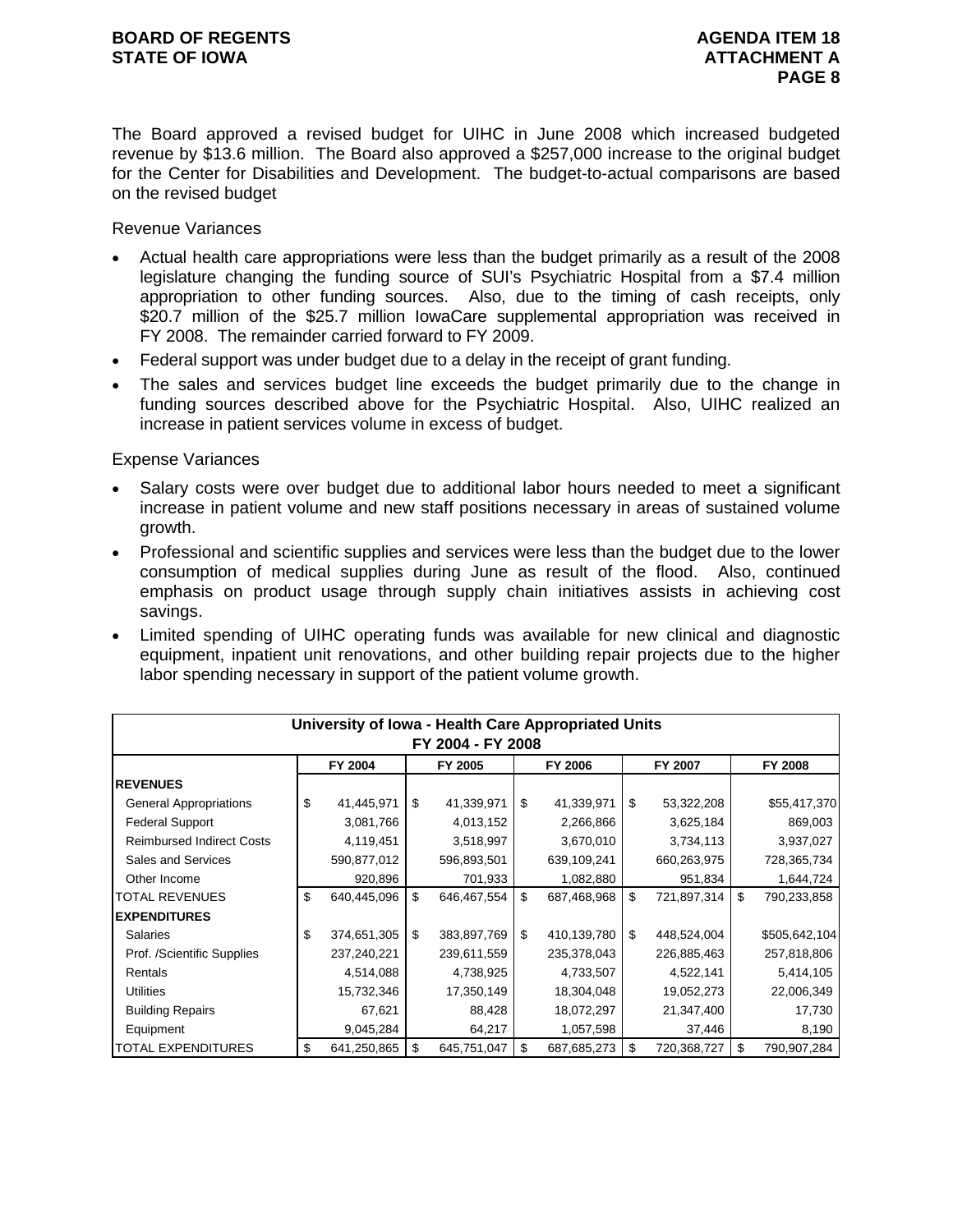The Board approved a revised budget for UIHC in June 2008 which increased budgeted revenue by $13.6 million. The Board also approved a $257,000 increase to the original budget for the Center for Disabilities and Development. The budget-to-actual comparisons are based on the revised budget

Revenue Variances

- Actual health care appropriations were less than the budget primarily as a result of the 2008 legislature changing the funding source of SUI's Psychiatric Hospital from a $7.4 million appropriation to other funding sources. Also, due to the timing of cash receipts, only $20.7 million of the $25.7 million IowaCare supplemental appropriation was received in FY 2008. The remainder carried forward to FY 2009.
- Federal support was under budget due to a delay in the receipt of grant funding.
- The sales and services budget line exceeds the budget primarily due to the change in funding sources described above for the Psychiatric Hospital. Also, UIHC realized an increase in patient services volume in excess of budget.

Expense Variances

- Salary costs were over budget due to additional labor hours needed to meet a significant increase in patient volume and new staff positions necessary in areas of sustained volume growth.
- Professional and scientific supplies and services were less than the budget due to the lower consumption of medical supplies during June as result of the flood. Also, continued emphasis on product usage through supply chain initiatives assists in achieving cost savings.
- Limited spending of UIHC operating funds was available for new clinical and diagnostic equipment, inpatient unit renovations, and other building repair projects due to the higher labor spending necessary in support of the patient volume growth.

| University of Iowa - Health Care Appropriated Units FY 2004 - FY 2008 | | | | | |
|---|---|---|---|---|---|
| | FY 2004 | FY 2005 | FY 2006 | FY 2007 | FY 2008 |
| **REVENUES** | | | | | |
| General Appropriations | $ 41,445,971 | $ 41,339,971 | $ 41,339,971 | $ 53,322,208 | $55,417,370 |
| Federal Support | 3,081,766 | 4,013,152 | 2,266,866 | 3,625,184 | 869,003 |
| Reimbursed Indirect Costs | 4,119,451 | 3,518,997 | 3,670,010 | 3,734,113 | 3,937,027 |
| Sales and Services | 590,877,012 | 596,893,501 | 639,109,241 | 660,263,975 | 728,365,734 |
| Other Income | 920,896 | 701,933 | 1,082,880 | 951,834 | 1,644,724 |
| TOTAL REVENUES | $ 640,445,096 | $ 646,467,554 | $ 687,468,968 | $ 721,897,314 | $ 790,233,858 |
| **EXPENDITURES** | | | | | |
| Salaries | $ 374,651,305 | $ 383,897,769 | $ 410,139,780 | $ 448,524,004 | $505,642,104 |
| Prof. /Scientific Supplies | 237,240,221 | 239,611,559 | 235,378,043 | 226,885,463 | 257,818,806 |
| Rentals | 4,514,088 | 4,738,925 | 4,733,507 | 4,522,141 | 5,414,105 |
| Utilities | 15,732,346 | 17,350,149 | 18,304,048 | 19,052,273 | 22,006,349 |
| Building Repairs | 67,621 | 88,428 | 18,072,297 | 21,347,400 | 17,730 |
| Equipment | 9,045,284 | 64,217 | 1,057,598 | 37,446 | 8,190 |
| TOTAL EXPENDITURES | $ 641,250,865 | $ 645,751,047 | $ 687,685,273 | $ 720,368,727 | $ 790,907,284 |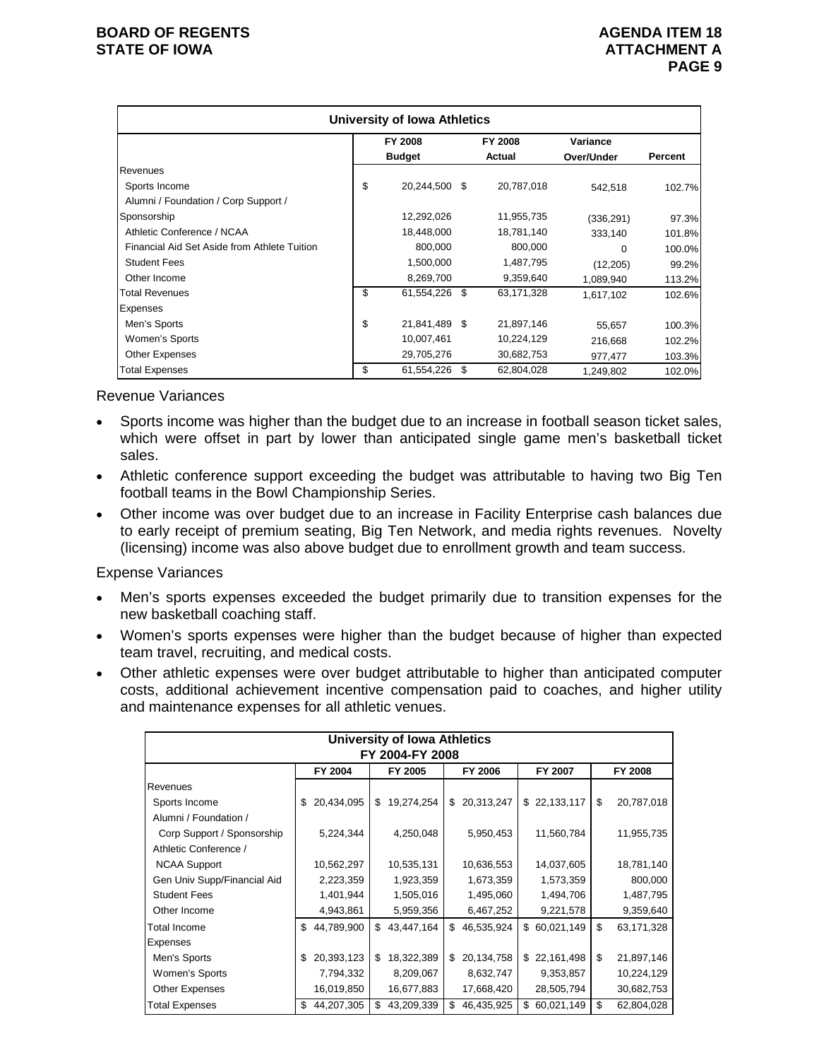| University of Iowa Athletics | | | | |
|---|---|---|---|---|
| | FY 2008 Budget | FY 2008 Actual | Variance Over/Under | Percent |
| Revenues | | | | |
| Sports Income | $ 20,244,500 | $ 20,787,018 | 542,518 | 102.7% |
| Alumni / Foundation / Corp Support / Sponsorship | 12,292,026 | 11,955,735 | (336,291) | 97.3% |
| Athletic Conference / NCAA | 18,448,000 | 18,781,140 | 333,140 | 101.8% |
| Financial Aid Set Aside from Athlete Tuition | 800,000 | 800,000 | 0 | 100.0% |
| Student Fees | 1,500,000 | 1,487,795 | (12,205) | 99.2% |
| Other Income | 8,269,700 | 9,359,640 | 1,089,940 | 113.2% |
| Total Revenues | $ 61,554,226 | $ 63,171,328 | 1,617,102 | 102.6% |
| Expenses | | | | |
| Men's Sports | $ 21,841,489 | $ 21,897,146 | 55,657 | 100.3% |
| Women's Sports | 10,007,461 | 10,224,129 | 216,668 | 102.2% |
| Other Expenses | 29,705,276 | 30,682,753 | 977,477 | 103.3% |
| Total Expenses | $ 61,554,226 | $ 62,804,028 | 1,249,802 | 102.0% |

Revenue Variances

- Sports income was higher than the budget due to an increase in football season ticket sales, which were offset in part by lower than anticipated single game men's basketball ticket sales.
- Athletic conference support exceeding the budget was attributable to having two Big Ten football teams in the Bowl Championship Series.
- Other income was over budget due to an increase in Facility Enterprise cash balances due to early receipt of premium seating, Big Ten Network, and media rights revenues. Novelty (licensing) income was also above budget due to enrollment growth and team success.

Expense Variances

- Men's sports expenses exceeded the budget primarily due to transition expenses for the new basketball coaching staff.
- Women's sports expenses were higher than the budget because of higher than expected team travel, recruiting, and medical costs.
- Other athletic expenses were over budget attributable to higher than anticipated computer costs, additional achievement incentive compensation paid to coaches, and higher utility and maintenance expenses for all athletic venues.

| University of Iowa Athletics FY 2004-FY 2008 | | | | | |
|---|---|---|---|---|---|
| | FY 2004 | FY 2005 | FY 2006 | FY 2007 | FY 2008 |
| Revenues | | | | | |
| Sports Income | $ 20,434,095 | $ 19,274,254 | $ 20,313,247 | $ 22,133,117 | $ 20,787,018 |
| Alumni / Foundation / Corp Support / Sponsorship | 5,224,344 | 4,250,048 | 5,950,453 | 11,560,784 | 11,955,735 |
| Athletic Conference / NCAA Support | 10,562,297 | 10,535,131 | 10,636,553 | 14,037,605 | 18,781,140 |
| Gen Univ Supp/Financial Aid | 2,223,359 | 1,923,359 | 1,673,359 | 1,573,359 | 800,000 |
| Student Fees | 1,401,944 | 1,505,016 | 1,495,060 | 1,494,706 | 1,487,795 |
| Other Income | 4,943,861 | 5,959,356 | 6,467,252 | 9,221,578 | 9,359,640 |
| Total Income | $ 44,789,900 | $ 43,447,164 | $ 46,535,924 | $ 60,021,149 | $ 63,171,328 |
| Expenses | | | | | |
| Men's Sports | $ 20,393,123 | $ 18,322,389 | $ 20,134,758 | $ 22,161,498 | $ 21,897,146 |
| Women's Sports | 7,794,332 | 8,209,067 | 8,632,747 | 9,353,857 | 10,224,129 |
| Other Expenses | 16,019,850 | 16,677,883 | 17,668,420 | 28,505,794 | 30,682,753 |
| Total Expenses | $ 44,207,305 | $ 43,209,339 | $ 46,435,925 | $ 60,021,149 | $ 62,804,028 |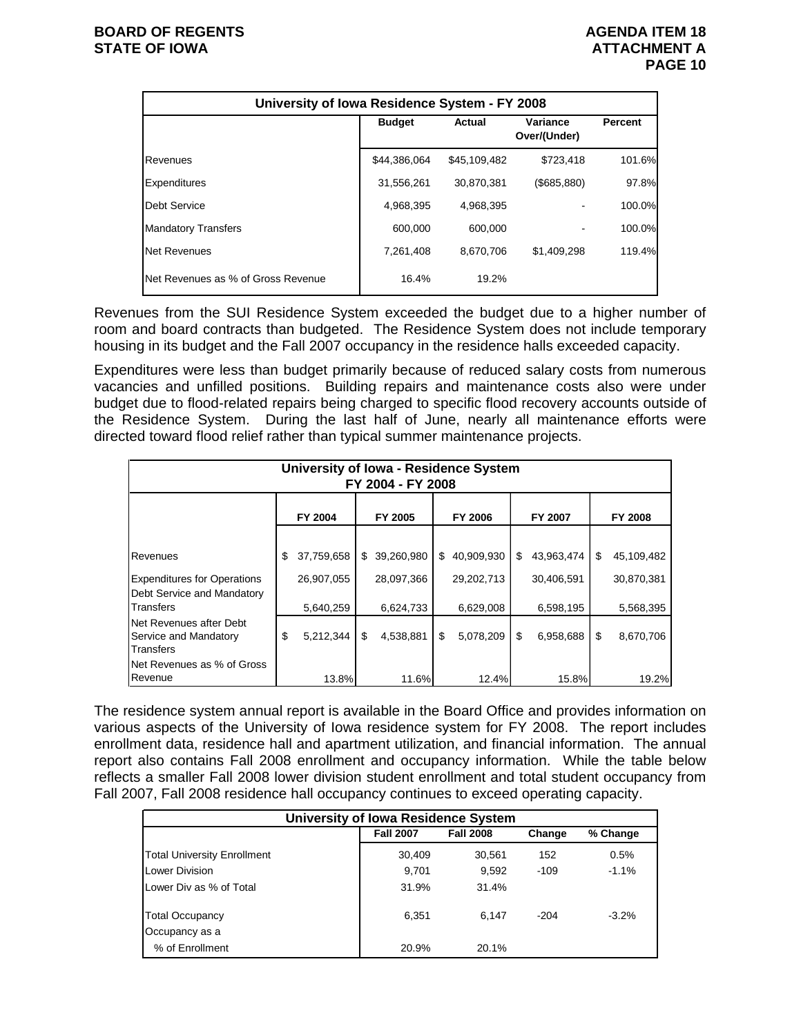| University of Iowa Residence System - FY 2008 | | | | |
|---|---|---|---|---|
| | Budget | Actual | Variance Over/(Under) | Percent |
| Revenues | $44,386,064 | $45,109,482 | $723,418 | 101.6% |
| Expenditures | 31,556,261 | 30,870,381 | ($685,880) | 97.8% |
| Debt Service | 4,968,395 | 4,968,395 | - | 100.0% |
| Mandatory Transfers | 600,000 | 600,000 | - | 100.0% |
| Net Revenues | 7,261,408 | 8,670,706 | $1,409,298 | 119.4% |
| Net Revenues as % of Gross Revenue | 16.4% | 19.2% | | |

Revenues from the SUI Residence System exceeded the budget due to a higher number of room and board contracts than budgeted. The Residence System does not include temporary housing in its budget and the Fall 2007 occupancy in the residence halls exceeded capacity.

Expenditures were less than budget primarily because of reduced salary costs from numerous vacancies and unfilled positions. Building repairs and maintenance costs also were under budget due to flood-related repairs being charged to specific flood recovery accounts outside of the Residence System. During the last half of June, nearly all maintenance efforts were directed toward flood relief rather than typical summer maintenance projects.

| University of Iowa - Residence System FY 2004 - FY 2008 | | | | | |
|---|---|---|---|---|---|
| | FY 2004 | FY 2005 | FY 2006 | FY 2007 | FY 2008 |
| Revenues | $ 37,759,658 | $ 39,260,980 | $ 40,909,930 | $ 43,963,474 | $ 45,109,482 |
| Expenditures for Operations | 26,907,055 | 28,097,366 | 29,202,713 | 30,406,591 | 30,870,381 |
| Debt Service and Mandatory Transfers | 5,640,259 | 6,624,733 | 6,629,008 | 6,598,195 | 5,568,395 |
| Net Revenues after Debt Service and Mandatory Transfers | $ 5,212,344 | $ 4,538,881 | $ 5,078,209 | $ 6,958,688 | $ 8,670,706 |
| Net Revenues as % of Gross Revenue | 13.8% | 11.6% | 12.4% | 15.8% | 19.2% |

The residence system annual report is available in the Board Office and provides information on various aspects of the University of Iowa residence system for FY 2008. The report includes enrollment data, residence hall and apartment utilization, and financial information. The annual report also contains Fall 2008 enrollment and occupancy information. While the table below reflects a smaller Fall 2008 lower division student enrollment and total student occupancy from Fall 2007, Fall 2008 residence hall occupancy continues to exceed operating capacity.

| University of Iowa Residence System | | | | |
|---|---|---|---|---|
| | Fall 2007 | Fall 2008 | Change | % Change |
| Total University Enrollment | 30,409 | 30,561 | 152 | 0.5% |
| Lower Division | 9,701 | 9,592 | -109 | -1.1% |
| Lower Div as % of Total | 31.9% | 31.4% | | |
| Total Occupancy | 6,351 | 6,147 | -204 | -3.2% |
| Occupancy as a % of Enrollment | 20.9% | 20.1% | | |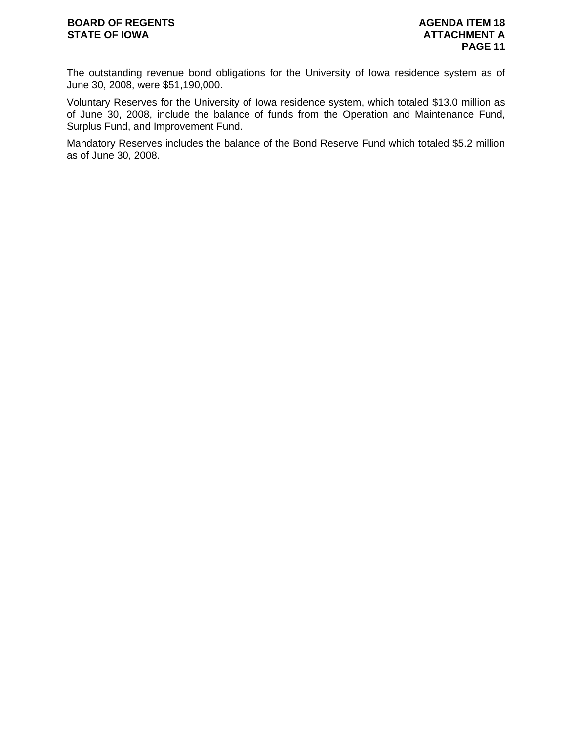The outstanding revenue bond obligations for the University of Iowa residence system as of June 30, 2008, were $51,190,000.

Voluntary Reserves for the University of Iowa residence system, which totaled $13.0 million as of June 30, 2008, include the balance of funds from the Operation and Maintenance Fund, Surplus Fund, and Improvement Fund.

Mandatory Reserves includes the balance of the Bond Reserve Fund which totaled $5.2 million as of June 30, 2008.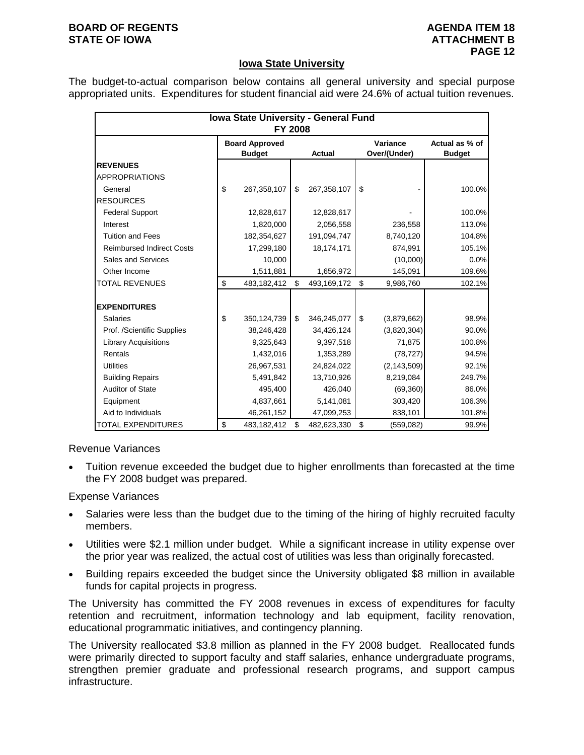## Iowa State University

The budget-to-actual comparison below contains all general university and special purpose appropriated units. Expenditures for student financial aid were 24.6% of actual tuition revenues.

| Iowa State University - General Fund FY 2008 | | | | |
|---|---|---|---|---|
| | Board Approved Budget | Actual | Variance Over/(Under) | Actual as % of Budget |
| **REVENUES** | | | | |
| APPROPRIATIONS | | | | |
| General | $ 267,358,107 | $ 267,358,107 | $ - | 100.0% |
| RESOURCES | | | | |
| Federal Support | 12,828,617 | 12,828,617 | - | 100.0% |
| Interest | 1,820,000 | 2,056,558 | 236,558 | 113.0% |
| Tuition and Fees | 182,354,627 | 191,094,747 | 8,740,120 | 104.8% |
| Reimbursed Indirect Costs | 17,299,180 | 18,174,171 | 874,991 | 105.1% |
| Sales and Services | 10,000 | | (10,000) | 0.0% |
| Other Income | 1,511,881 | 1,656,972 | 145,091 | 109.6% |
| TOTAL REVENUES | $ 483,182,412 | $ 493,169,172 | $ 9,986,760 | 102.1% |
| | | | | |
| **EXPENDITURES** | | | | |
| Salaries | $ 350,124,739 | $ 346,245,077 | $ (3,879,662) | 98.9% |
| Prof. /Scientific Supplies | 38,246,428 | 34,426,124 | (3,820,304) | 90.0% |
| Library Acquisitions | 9,325,643 | 9,397,518 | 71,875 | 100.8% |
| Rentals | 1,432,016 | 1,353,289 | (78,727) | 94.5% |
| Utilities | 26,967,531 | 24,824,022 | (2,143,509) | 92.1% |
| Building Repairs | 5,491,842 | 13,710,926 | 8,219,084 | 249.7% |
| Auditor of State | 495,400 | 426,040 | (69,360) | 86.0% |
| Equipment | 4,837,661 | 5,141,081 | 303,420 | 106.3% |
| Aid to Individuals | 46,261,152 | 47,099,253 | 838,101 | 101.8% |
| TOTAL EXPENDITURES | $ 483,182,412 | $ 482,623,330 | $ (559,082) | 99.9% |

Revenue Variances

- Tuition revenue exceeded the budget due to higher enrollments than forecasted at the time the FY 2008 budget was prepared.

Expense Variances

- Salaries were less than the budget due to the timing of the hiring of highly recruited faculty members.
- Utilities were $2.1 million under budget. While a significant increase in utility expense over the prior year was realized, the actual cost of utilities was less than originally forecasted.
- Building repairs exceeded the budget since the University obligated $8 million in available funds for capital projects in progress.

The University has committed the FY 2008 revenues in excess of expenditures for faculty retention and recruitment, information technology and lab equipment, facility renovation, educational programmatic initiatives, and contingency planning.

The University reallocated $3.8 million as planned in the FY 2008 budget. Reallocated funds were primarily directed to support faculty and staff salaries, enhance undergraduate programs, strengthen premier graduate and professional research programs, and support campus infrastructure.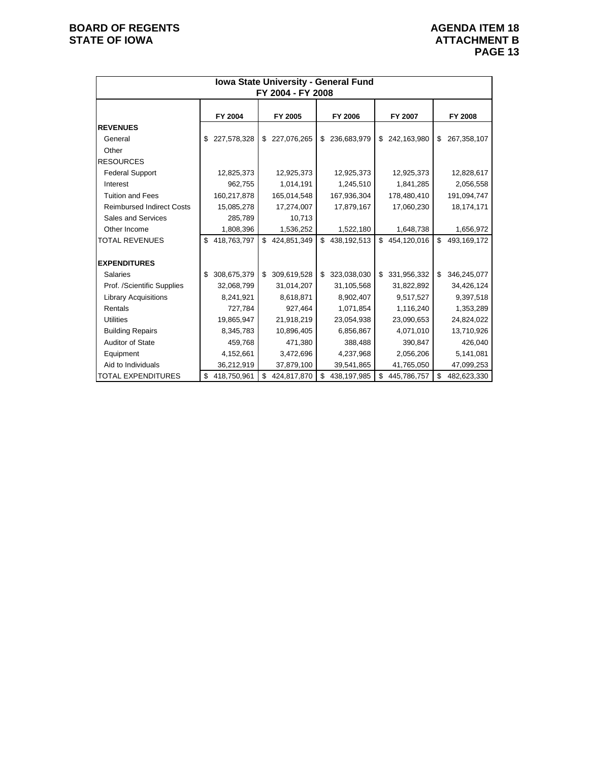**BOARD OF REGENTS**
**STATE OF IOWA**

**AGENDA ITEM 18**
**ATTACHMENT B**
**PAGE 13**

| Iowa State University - General Fund FY 2004 - FY 2008 | | | | | |
|---|---|---|---|---|---|
| | **FY 2004** | **FY 2005** | **FY 2006** | **FY 2007** | **FY 2008** |
| **REVENUES** | | | | | |
| General | $ 227,578,328 | $ 227,076,265 | $ 236,683,979 | $ 242,163,980 | $ 267,358,107 |
| Other | | | | | |
| RESOURCES | | | | | |
| Federal Support | 12,825,373 | 12,925,373 | 12,925,373 | 12,925,373 | 12,828,617 |
| Interest | 962,755 | 1,014,191 | 1,245,510 | 1,841,285 | 2,056,558 |
| Tuition and Fees | 160,217,878 | 165,014,548 | 167,936,304 | 178,480,410 | 191,094,747 |
| Reimbursed Indirect Costs | 15,085,278 | 17,274,007 | 17,879,167 | 17,060,230 | 18,174,171 |
| Sales and Services | 285,789 | 10,713 | | | |
| Other Income | 1,808,396 | 1,536,252 | 1,522,180 | 1,648,738 | 1,656,972 |
| TOTAL REVENUES | $ 418,763,797 | $ 424,851,349 | $ 438,192,513 | $ 454,120,016 | $ 493,169,172 |
| | | | | | |
| **EXPENDITURES** | | | | | |
| Salaries | $ 308,675,379 | $ 309,619,528 | $ 323,038,030 | $ 331,956,332 | $ 346,245,077 |
| Prof. /Scientific Supplies | 32,068,799 | 31,014,207 | 31,105,568 | 31,822,892 | 34,426,124 |
| Library Acquisitions | 8,241,921 | 8,618,871 | 8,902,407 | 9,517,527 | 9,397,518 |
| Rentals | 727,784 | 927,464 | 1,071,854 | 1,116,240 | 1,353,289 |
| Utilities | 19,865,947 | 21,918,219 | 23,054,938 | 23,090,653 | 24,824,022 |
| Building Repairs | 8,345,783 | 10,896,405 | 6,856,867 | 4,071,010 | 13,710,926 |
| Auditor of State | 459,768 | 471,380 | 388,488 | 390,847 | 426,040 |
| Equipment | 4,152,661 | 3,472,696 | 4,237,968 | 2,056,206 | 5,141,081 |
| Aid to Individuals | 36,212,919 | 37,879,100 | 39,541,865 | 41,765,050 | 47,099,253 |
| TOTAL EXPENDITURES | $ 418,750,961 | $ 424,817,870 | $ 438,197,985 | $ 445,786,757 | $ 482,623,330 |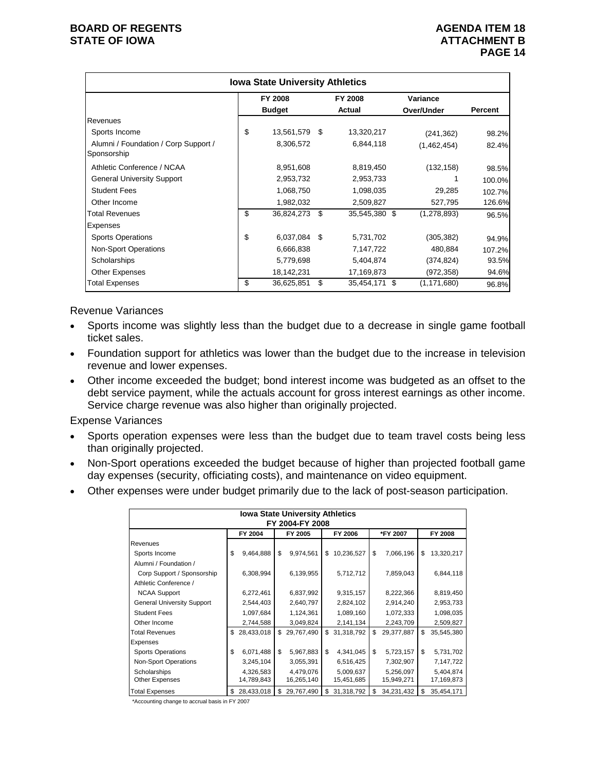| Iowa State University Athletics | | | | |
|---|---|---|---|---|
| | FY 2008 Budget | FY 2008 Actual | Variance Over/Under | Percent |
| Revenues | | | | |
| Sports Income | $ 13,561,579 | $ 13,320,217 | (241,362) | 98.2% |
| Alumni / Foundation / Corp Support / Sponsorship | 8,306,572 | 6,844,118 | (1,462,454) | 82.4% |
| Athletic Conference / NCAA | 8,951,608 | 8,819,450 | (132,158) | 98.5% |
| General University Support | 2,953,732 | 2,953,733 | 1 | 100.0% |
| Student Fees | 1,068,750 | 1,098,035 | 29,285 | 102.7% |
| Other Income | 1,982,032 | 2,509,827 | 527,795 | 126.6% |
| Total Revenues | $ 36,824,273 | $ 35,545,380 | $ (1,278,893) | 96.5% |
| Expenses | | | | |
| Sports Operations | $ 6,037,084 | $ 5,731,702 | (305,382) | 94.9% |
| Non-Sport Operations | 6,666,838 | 7,147,722 | 480,884 | 107.2% |
| Scholarships | 5,779,698 | 5,404,874 | (374,824) | 93.5% |
| Other Expenses | 18,142,231 | 17,169,873 | (972,358) | 94.6% |
| Total Expenses | $ 36,625,851 | $ 35,454,171 | $ (1,171,680) | 96.8% |

Revenue Variances

- Sports income was slightly less than the budget due to a decrease in single game football ticket sales.
- Foundation support for athletics was lower than the budget due to the increase in television revenue and lower expenses.
- Other income exceeded the budget; bond interest income was budgeted as an offset to the debt service payment, while the actuals account for gross interest earnings as other income. Service charge revenue was also higher than originally projected.

Expense Variances

- Sports operation expenses were less than the budget due to team travel costs being less than originally projected.
- Non-Sport operations exceeded the budget because of higher than projected football game day expenses (security, officiating costs), and maintenance on video equipment.
- Other expenses were under budget primarily due to the lack of post-season participation.

| Iowa State University Athletics FY 2004-FY 2008 | | | | | |
|---|---|---|---|---|---|
| | FY 2004 | FY 2005 | FY 2006 | *FY 2007 | FY 2008 |
| Revenues | | | | | |
| Sports Income | $ 9,464,888 | $ 9,974,561 | $ 10,236,527 | $ 7,066,196 | $ 13,320,217 |
| Alumni / Foundation / Corp Support / Sponsorship | 6,308,994 | 6,139,955 | 5,712,712 | 7,859,043 | 6,844,118 |
| Athletic Conference / NCAA Support | 6,272,461 | 6,837,992 | 9,315,157 | 8,222,366 | 8,819,450 |
| General University Support | 2,544,403 | 2,640,797 | 2,824,102 | 2,914,240 | 2,953,733 |
| Student Fees | 1,097,684 | 1,124,361 | 1,089,160 | 1,072,333 | 1,098,035 |
| Other Income | 2,744,588 | 3,049,824 | 2,141,134 | 2,243,709 | 2,509,827 |
| Total Revenues | $ 28,433,018 | $ 29,767,490 | $ 31,318,792 | $ 29,377,887 | $ 35,545,380 |
| Expenses | | | | | |
| Sports Operations | $ 6,071,488 | $ 5,967,883 | $ 4,341,045 | $ 5,723,157 | $ 5,731,702 |
| Non-Sport Operations | 3,245,104 | 3,055,391 | 6,516,425 | 7,302,907 | 7,147,722 |
| Scholarships | 4,326,583 | 4,479,076 | 5,009,637 | 5,256,097 | 5,404,874 |
| Other Expenses | 14,789,843 | 16,265,140 | 15,451,685 | 15,949,271 | 17,169,873 |
| Total Expenses | $ 28,433,018 | $ 29,767,490 | $ 31,318,792 | $ 34,231,432 | $ 35,454,171 |

*Accounting change to accrual basis in FY 2007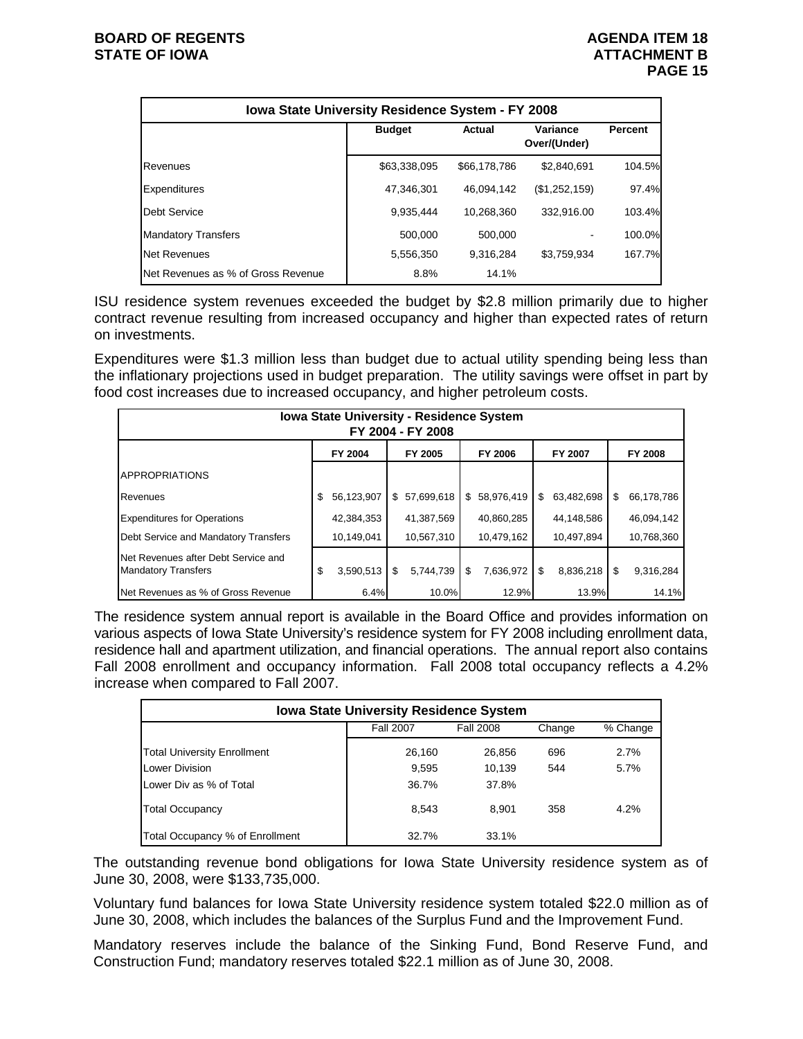| Iowa State University Residence System - FY 2008 | | | | |
|---|---|---|---|---|
| | Budget | Actual | Variance Over/(Under) | Percent |
| Revenues | $63,338,095 | $66,178,786 | $2,840,691 | 104.5% |
| Expenditures | 47,346,301 | 46,094,142 | ($1,252,159) | 97.4% |
| Debt Service | 9,935,444 | 10,268,360 | 332,916.00 | 103.4% |
| Mandatory Transfers | 500,000 | 500,000 | - | 100.0% |
| Net Revenues | 5,556,350 | 9,316,284 | $3,759,934 | 167.7% |
| Net Revenues as % of Gross Revenue | 8.8% | 14.1% | | |

ISU residence system revenues exceeded the budget by $2.8 million primarily due to higher contract revenue resulting from increased occupancy and higher than expected rates of return on investments.

Expenditures were $1.3 million less than budget due to actual utility spending being less than the inflationary projections used in budget preparation. The utility savings were offset in part by food cost increases due to increased occupancy, and higher petroleum costs.

| Iowa State University - Residence System FY 2004 - FY 2008 | | | | | |
|---|---|---|---|---|---|
| | FY 2004 | FY 2005 | FY 2006 | FY 2007 | FY 2008 |
| APPROPRIATIONS | | | | | |
| Revenues | $ 56,123,907 | $ 57,699,618 | $ 58,976,419 | $ 63,482,698 | $ 66,178,786 |
| Expenditures for Operations | 42,384,353 | 41,387,569 | 40,860,285 | 44,148,586 | 46,094,142 |
| Debt Service and Mandatory Transfers | 10,149,041 | 10,567,310 | 10,479,162 | 10,497,894 | 10,768,360 |
| Net Revenues after Debt Service and Mandatory Transfers | $ 3,590,513 | $ 5,744,739 | $ 7,636,972 | $ 8,836,218 | $ 9,316,284 |
| Net Revenues as % of Gross Revenue | 6.4% | 10.0% | 12.9% | 13.9% | 14.1% |

The residence system annual report is available in the Board Office and provides information on various aspects of Iowa State University's residence system for FY 2008 including enrollment data, residence hall and apartment utilization, and financial operations. The annual report also contains Fall 2008 enrollment and occupancy information. Fall 2008 total occupancy reflects a 4.2% increase when compared to Fall 2007.

| Iowa State University Residence System | | | | |
|---|---|---|---|---|
| | Fall 2007 | Fall 2008 | Change | % Change |
| Total University Enrollment | 26,160 | 26,856 | 696 | 2.7% |
| Lower Division | 9,595 | 10,139 | 544 | 5.7% |
| Lower Div as % of Total | 36.7% | 37.8% | | |
| Total Occupancy | 8,543 | 8,901 | 358 | 4.2% |
| Total Occupancy % of Enrollment | 32.7% | 33.1% | | |

The outstanding revenue bond obligations for Iowa State University residence system as of June 30, 2008, were $133,735,000.

Voluntary fund balances for Iowa State University residence system totaled $22.0 million as of June 30, 2008, which includes the balances of the Surplus Fund and the Improvement Fund.

Mandatory reserves include the balance of the Sinking Fund, Bond Reserve Fund, and Construction Fund; mandatory reserves totaled $22.1 million as of June 30, 2008.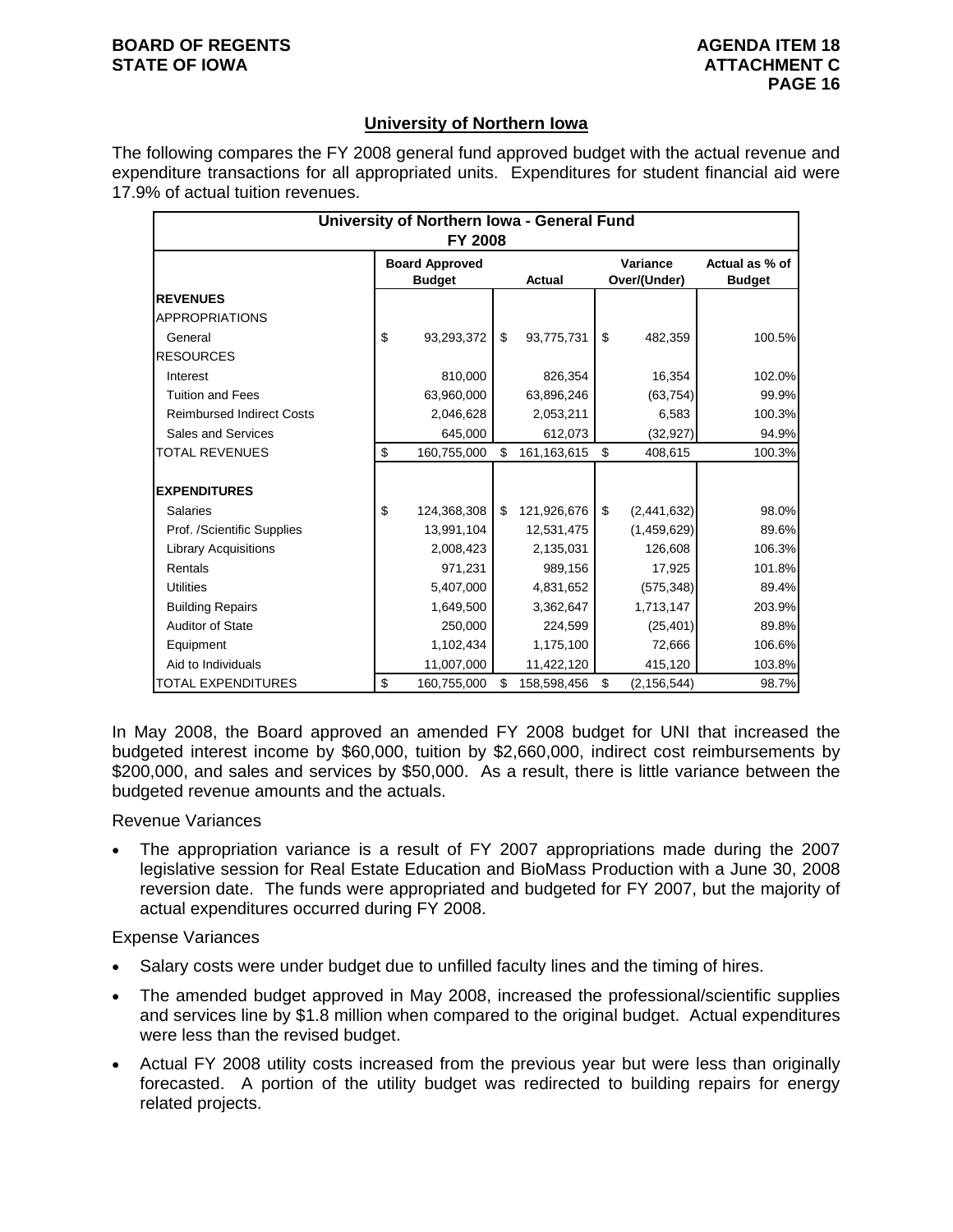## University of Northern Iowa

The following compares the FY 2008 general fund approved budget with the actual revenue and expenditure transactions for all appropriated units. Expenditures for student financial aid were 17.9% of actual tuition revenues.

| University of Northern Iowa - General Fund FY 2008 | | | | |
|---|---|---|---|---|
| | Board Approved Budget | Actual | Variance Over/(Under) | Actual as % of Budget |
| **REVENUES** | | | | |
| APPROPRIATIONS | | | | |
| General | $ 93,293,372 | $ 93,775,731 | $ 482,359 | 100.5% |
| RESOURCES | | | | |
| Interest | 810,000 | 826,354 | 16,354 | 102.0% |
| Tuition and Fees | 63,960,000 | 63,896,246 | (63,754) | 99.9% |
| Reimbursed Indirect Costs | 2,046,628 | 2,053,211 | 6,583 | 100.3% |
| Sales and Services | 645,000 | 612,073 | (32,927) | 94.9% |
| TOTAL REVENUES | $ 160,755,000 | $ 161,163,615 | $ 408,615 | 100.3% |
| **EXPENDITURES** | | | | |
| Salaries | $ 124,368,308 | $ 121,926,676 | $ (2,441,632) | 98.0% |
| Prof. /Scientific Supplies | 13,991,104 | 12,531,475 | (1,459,629) | 89.6% |
| Library Acquisitions | 2,008,423 | 2,135,031 | 126,608 | 106.3% |
| Rentals | 971,231 | 989,156 | 17,925 | 101.8% |
| Utilities | 5,407,000 | 4,831,652 | (575,348) | 89.4% |
| Building Repairs | 1,649,500 | 3,362,647 | 1,713,147 | 203.9% |
| Auditor of State | 250,000 | 224,599 | (25,401) | 89.8% |
| Equipment | 1,102,434 | 1,175,100 | 72,666 | 106.6% |
| Aid to Individuals | 11,007,000 | 11,422,120 | 415,120 | 103.8% |
| TOTAL EXPENDITURES | $ 160,755,000 | $ 158,598,456 | $ (2,156,544) | 98.7% |

In May 2008, the Board approved an amended FY 2008 budget for UNI that increased the budgeted interest income by $60,000, tuition by $2,660,000, indirect cost reimbursements by $200,000, and sales and services by $50,000. As a result, there is little variance between the budgeted revenue amounts and the actuals.

Revenue Variances

- The appropriation variance is a result of FY 2007 appropriations made during the 2007 legislative session for Real Estate Education and BioMass Production with a June 30, 2008 reversion date. The funds were appropriated and budgeted for FY 2007, but the majority of actual expenditures occurred during FY 2008.

Expense Variances

- Salary costs were under budget due to unfilled faculty lines and the timing of hires.
- The amended budget approved in May 2008, increased the professional/scientific supplies and services line by $1.8 million when compared to the original budget. Actual expenditures were less than the revised budget.
- Actual FY 2008 utility costs increased from the previous year but were less than originally forecasted. A portion of the utility budget was redirected to building repairs for energy related projects.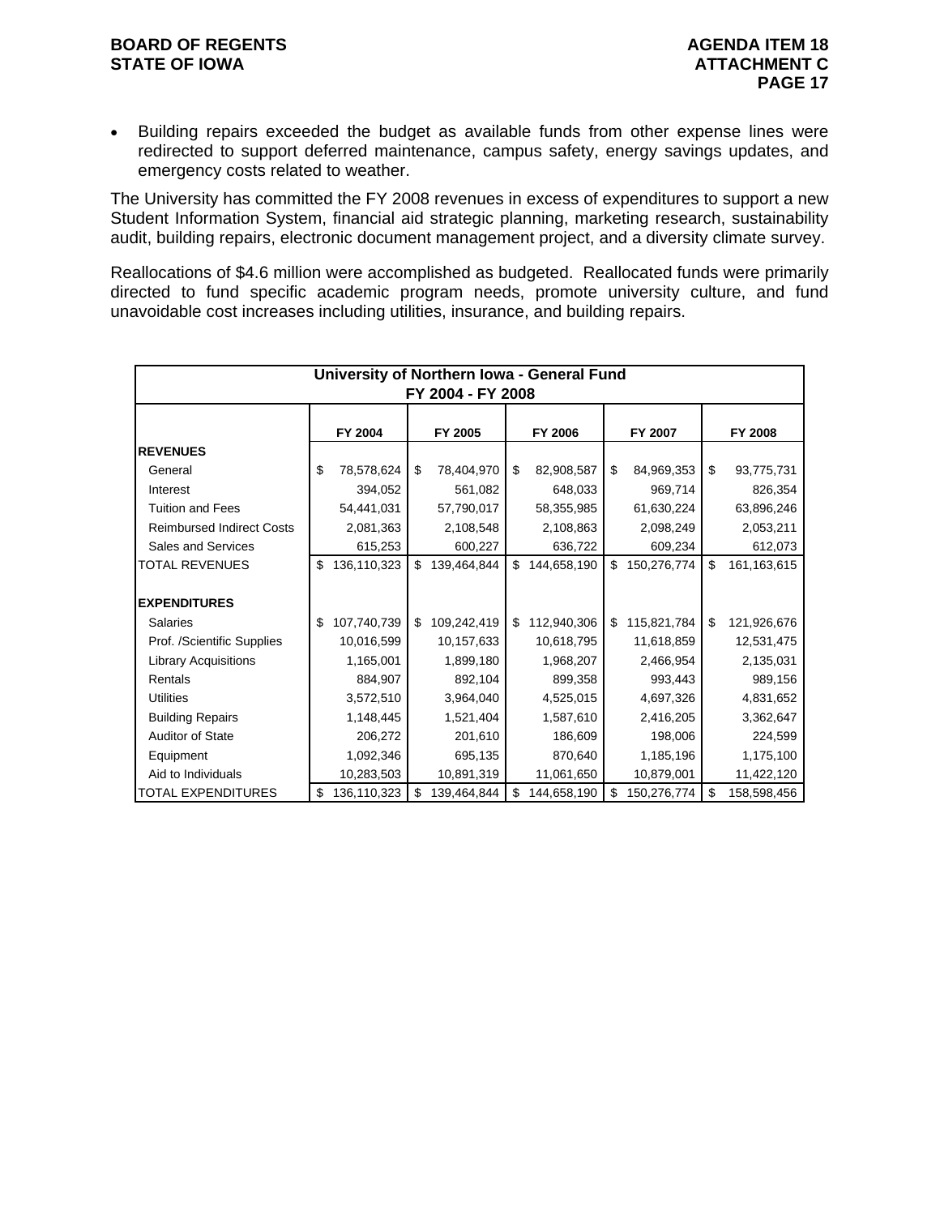- Building repairs exceeded the budget as available funds from other expense lines were redirected to support deferred maintenance, campus safety, energy savings updates, and emergency costs related to weather.

The University has committed the FY 2008 revenues in excess of expenditures to support a new Student Information System, financial aid strategic planning, marketing research, sustainability audit, building repairs, electronic document management project, and a diversity climate survey.

Reallocations of $4.6 million were accomplished as budgeted. Reallocated funds were primarily directed to fund specific academic program needs, promote university culture, and fund unavoidable cost increases including utilities, insurance, and building repairs.

**University of Northern Iowa - General Fund**
**FY 2004 - FY 2008**

| | FY 2004 | FY 2005 | FY 2006 | FY 2007 | FY 2008 |
|---|---|---|---|---|---|
| **REVENUES** | | | | | |
| General | $ 78,578,624 | $ 78,404,970 | $ 82,908,587 | $ 84,969,353 | $ 93,775,731 |
| Interest | 394,052 | 561,082 | 648,033 | 969,714 | 826,354 |
| Tuition and Fees | 54,441,031 | 57,790,017 | 58,355,985 | 61,630,224 | 63,896,246 |
| Reimbursed Indirect Costs | 2,081,363 | 2,108,548 | 2,108,863 | 2,098,249 | 2,053,211 |
| Sales and Services | 615,253 | 600,227 | 636,722 | 609,234 | 612,073 |
| TOTAL REVENUES | $ 136,110,323 | $ 139,464,844 | $ 144,658,190 | $ 150,276,774 | $ 161,163,615 |
| | | | | | |
| **EXPENDITURES** | | | | | |
| Salaries | $ 107,740,739 | $ 109,242,419 | $ 112,940,306 | $ 115,821,784 | $ 121,926,676 |
| Prof. /Scientific Supplies | 10,016,599 | 10,157,633 | 10,618,795 | 11,618,859 | 12,531,475 |
| Library Acquisitions | 1,165,001 | 1,899,180 | 1,968,207 | 2,466,954 | 2,135,031 |
| Rentals | 884,907 | 892,104 | 899,358 | 993,443 | 989,156 |
| Utilities | 3,572,510 | 3,964,040 | 4,525,015 | 4,697,326 | 4,831,652 |
| Building Repairs | 1,148,445 | 1,521,404 | 1,587,610 | 2,416,205 | 3,362,647 |
| Auditor of State | 206,272 | 201,610 | 186,609 | 198,006 | 224,599 |
| Equipment | 1,092,346 | 695,135 | 870,640 | 1,185,196 | 1,175,100 |
| Aid to Individuals | 10,283,503 | 10,891,319 | 11,061,650 | 10,879,001 | 11,422,120 |
| TOTAL EXPENDITURES | $ 136,110,323 | $ 139,464,844 | $ 144,658,190 | $ 150,276,774 | $ 158,598,456 |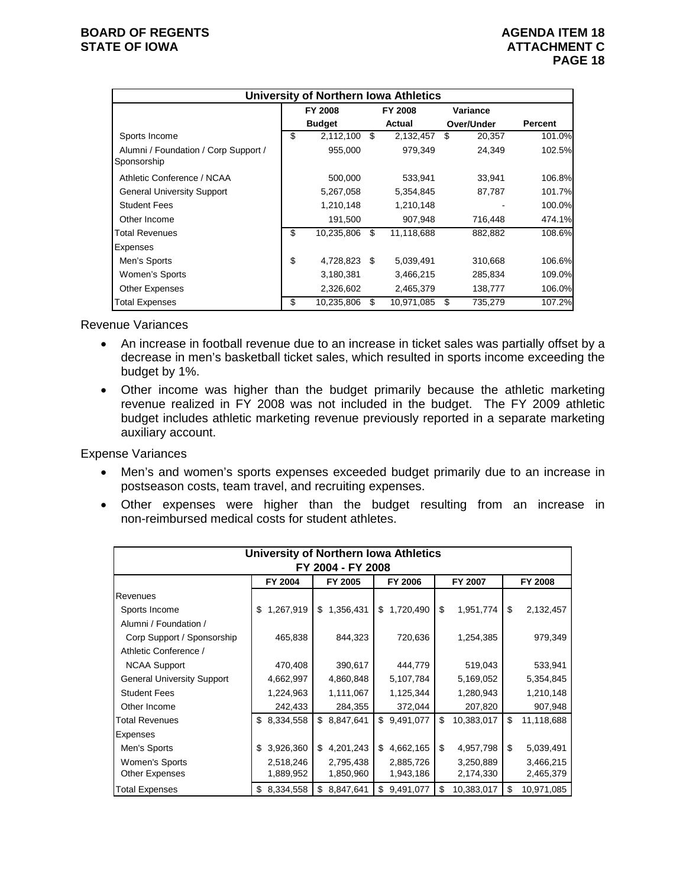| University of Northern Iowa Athletics | | | | |
|---|---|---|---|---|
| | FY 2008 Budget | FY 2008 Actual | Variance Over/Under | Percent |
| Sports Income | $ 2,112,100 | $ 2,132,457 | $ 20,357 | 101.0% |
| Alumni / Foundation / Corp Support / Sponsorship | 955,000 | 979,349 | 24,349 | 102.5% |
| Athletic Conference / NCAA | 500,000 | 533,941 | 33,941 | 106.8% |
| General University Support | 5,267,058 | 5,354,845 | 87,787 | 101.7% |
| Student Fees | 1,210,148 | 1,210,148 | - | 100.0% |
| Other Income | 191,500 | 907,948 | 716,448 | 474.1% |
| Total Revenues | $ 10,235,806 | $ 11,118,688 | 882,882 | 108.6% |
| Expenses | | | | |
| Men's Sports | $ 4,728,823 | $ 5,039,491 | 310,668 | 106.6% |
| Women's Sports | 3,180,381 | 3,466,215 | 285,834 | 109.0% |
| Other Expenses | 2,326,602 | 2,465,379 | 138,777 | 106.0% |
| Total Expenses | $ 10,235,806 | $ 10,971,085 | $ 735,279 | 107.2% |

Revenue Variances

- An increase in football revenue due to an increase in ticket sales was partially offset by a decrease in men's basketball ticket sales, which resulted in sports income exceeding the budget by 1%.
- Other income was higher than the budget primarily because the athletic marketing revenue realized in FY 2008 was not included in the budget. The FY 2009 athletic budget includes athletic marketing revenue previously reported in a separate marketing auxiliary account.

Expense Variances

- Men's and women's sports expenses exceeded budget primarily due to an increase in postseason costs, team travel, and recruiting expenses.
- Other expenses were higher than the budget resulting from an increase in non-reimbursed medical costs for student athletes.

| University of Northern Iowa Athletics FY 2004 - FY 2008 | | | | | |
|---|---|---|---|---|---|
| | FY 2004 | FY 2005 | FY 2006 | FY 2007 | FY 2008 |
| Revenues | | | | | |
| Sports Income | $ 1,267,919 | $ 1,356,431 | $ 1,720,490 | $ 1,951,774 | $ 2,132,457 |
| Alumni / Foundation / Corp Support / Sponsorship | 465,838 | 844,323 | 720,636 | 1,254,385 | 979,349 |
| Athletic Conference / NCAA Support | 470,408 | 390,617 | 444,779 | 519,043 | 533,941 |
| General University Support | 4,662,997 | 4,860,848 | 5,107,784 | 5,169,052 | 5,354,845 |
| Student Fees | 1,224,963 | 1,111,067 | 1,125,344 | 1,280,943 | 1,210,148 |
| Other Income | 242,433 | 284,355 | 372,044 | 207,820 | 907,948 |
| Total Revenues | $ 8,334,558 | $ 8,847,641 | $ 9,491,077 | $ 10,383,017 | $ 11,118,688 |
| Expenses | | | | | |
| Men's Sports | $ 3,926,360 | $ 4,201,243 | $ 4,662,165 | $ 4,957,798 | $ 5,039,491 |
| Women's Sports | 2,518,246 | 2,795,438 | 2,885,726 | 3,250,889 | 3,466,215 |
| Other Expenses | 1,889,952 | 1,850,960 | 1,943,186 | 2,174,330 | 2,465,379 |
| Total Expenses | $ 8,334,558 | $ 8,847,641 | $ 9,491,077 | $ 10,383,017 | $ 10,971,085 |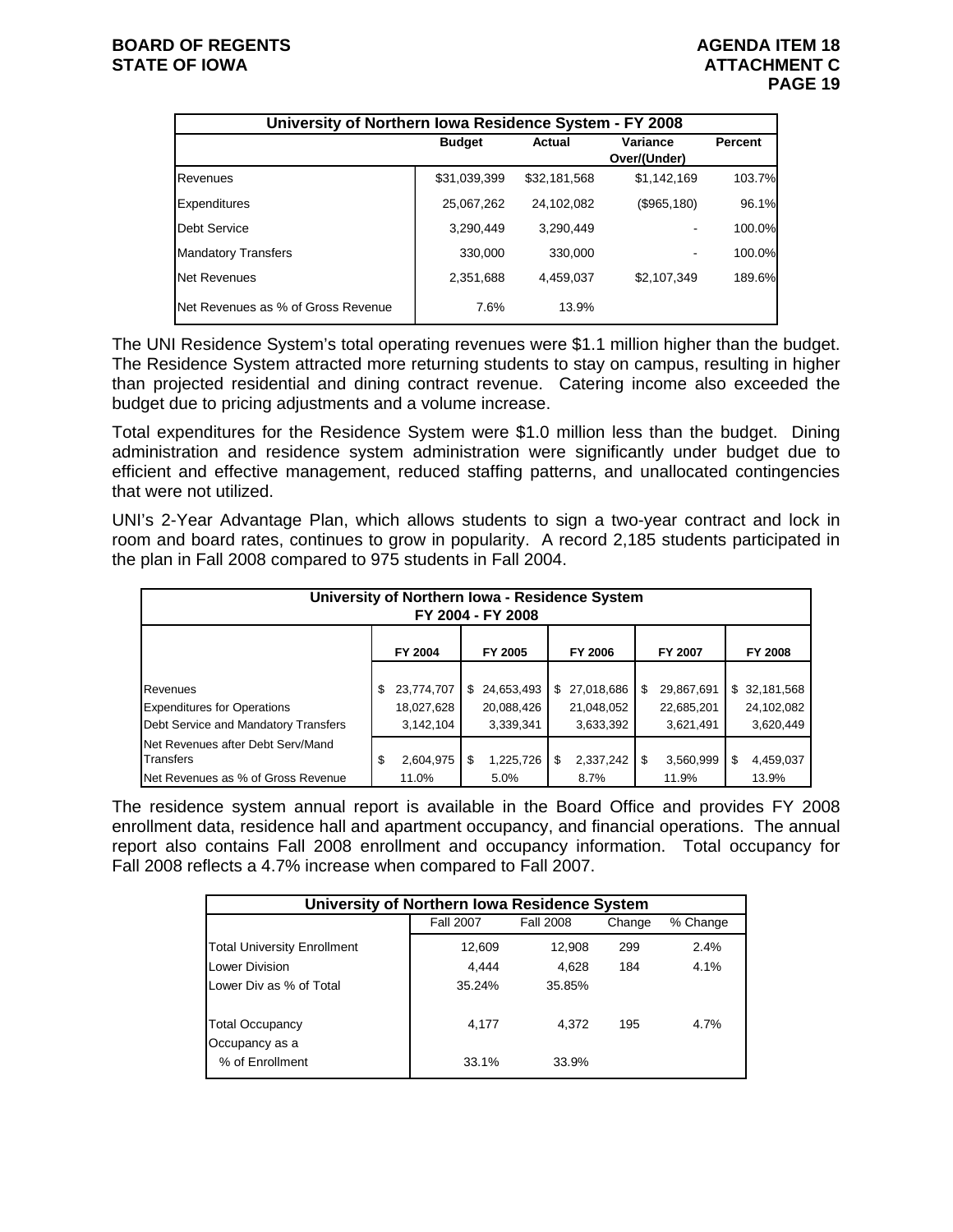| University of Northern Iowa Residence System - FY 2008 | | | | |
|---|---|---|---|---|
| | Budget | Actual | Variance Over/(Under) | Percent |
| Revenues | $31,039,399 | $32,181,568 | $1,142,169 | 103.7% |
| Expenditures | 25,067,262 | 24,102,082 | ($965,180) | 96.1% |
| Debt Service | 3,290,449 | 3,290,449 | - | 100.0% |
| Mandatory Transfers | 330,000 | 330,000 | - | 100.0% |
| Net Revenues | 2,351,688 | 4,459,037 | $2,107,349 | 189.6% |
| Net Revenues as % of Gross Revenue | 7.6% | 13.9% | | |

The UNI Residence System's total operating revenues were $1.1 million higher than the budget. The Residence System attracted more returning students to stay on campus, resulting in higher than projected residential and dining contract revenue. Catering income also exceeded the budget due to pricing adjustments and a volume increase.

Total expenditures for the Residence System were $1.0 million less than the budget. Dining administration and residence system administration were significantly under budget due to efficient and effective management, reduced staffing patterns, and unallocated contingencies that were not utilized.

UNI's 2-Year Advantage Plan, which allows students to sign a two-year contract and lock in room and board rates, continues to grow in popularity. A record 2,185 students participated in the plan in Fall 2008 compared to 975 students in Fall 2004.

| University of Northern Iowa - Residence System FY 2004 - FY 2008 | | | | | |
|---|---|---|---|---|---|
| | FY 2004 | FY 2005 | FY 2006 | FY 2007 | FY 2008 |
| Revenues | $ 23,774,707 | $ 24,653,493 | $ 27,018,686 | $ 29,867,691 | $ 32,181,568 |
| Expenditures for Operations | 18,027,628 | 20,088,426 | 21,048,052 | 22,685,201 | 24,102,082 |
| Debt Service and Mandatory Transfers | 3,142,104 | 3,339,341 | 3,633,392 | 3,621,491 | 3,620,449 |
| Net Revenues after Debt Serv/Mand Transfers | $ 2,604,975 | $ 1,225,726 | $ 2,337,242 | $ 3,560,999 | $ 4,459,037 |
| Net Revenues as % of Gross Revenue | 11.0% | 5.0% | 8.7% | 11.9% | 13.9% |

The residence system annual report is available in the Board Office and provides FY 2008 enrollment data, residence hall and apartment occupancy, and financial operations. The annual report also contains Fall 2008 enrollment and occupancy information. Total occupancy for Fall 2008 reflects a 4.7% increase when compared to Fall 2007.

| University of Northern Iowa Residence System | | | | |
|---|---|---|---|---|
| | Fall 2007 | Fall 2008 | Change | % Change |
| Total University Enrollment | 12,609 | 12,908 | 299 | 2.4% |
| Lower Division | 4,444 | 4,628 | 184 | 4.1% |
| Lower Div as % of Total | 35.24% | 35.85% | | |
| Total Occupancy | 4,177 | 4,372 | 195 | 4.7% |
| Occupancy as a % of Enrollment | 33.1% | 33.9% | | |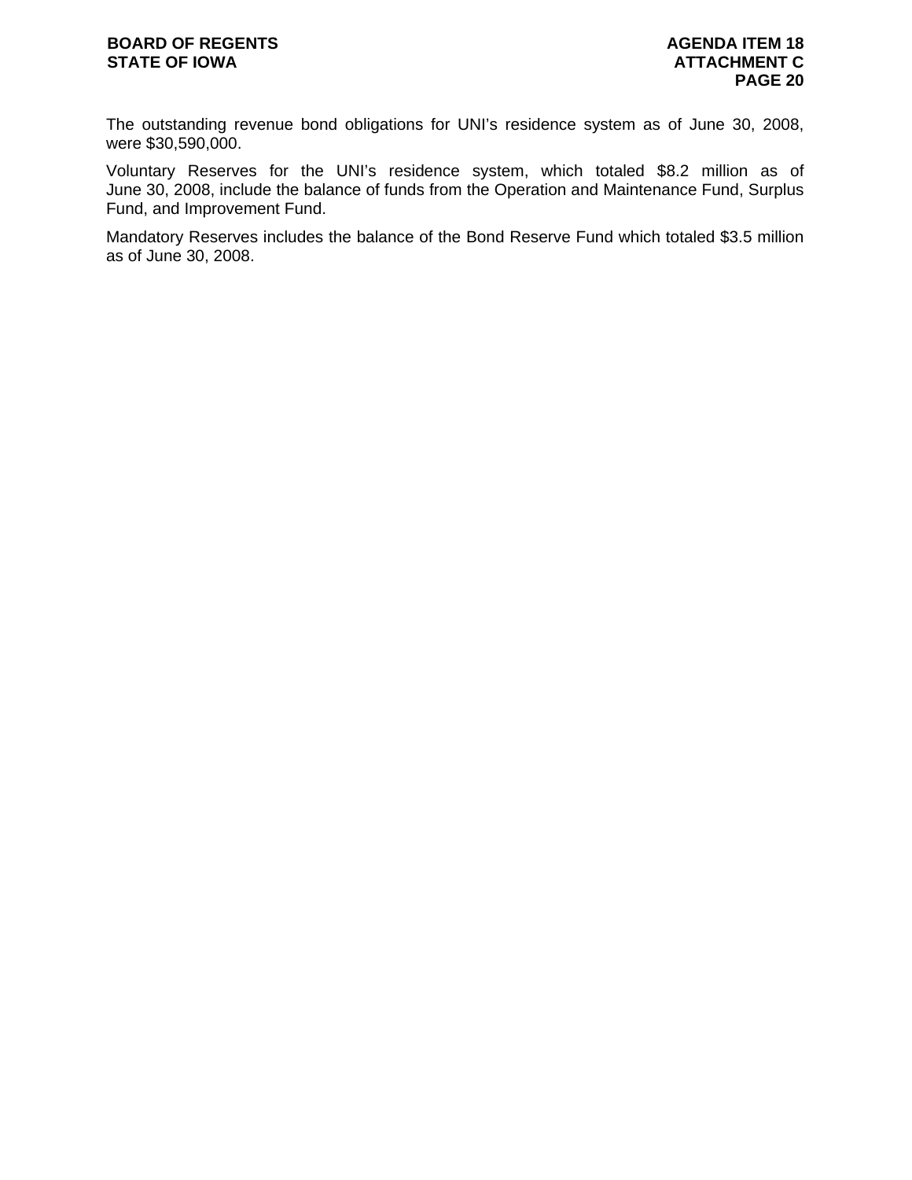The outstanding revenue bond obligations for UNI's residence system as of June 30, 2008, were $30,590,000.

Voluntary Reserves for the UNI's residence system, which totaled $8.2 million as of June 30, 2008, include the balance of funds from the Operation and Maintenance Fund, Surplus Fund, and Improvement Fund.

Mandatory Reserves includes the balance of the Bond Reserve Fund which totaled $3.5 million as of June 30, 2008.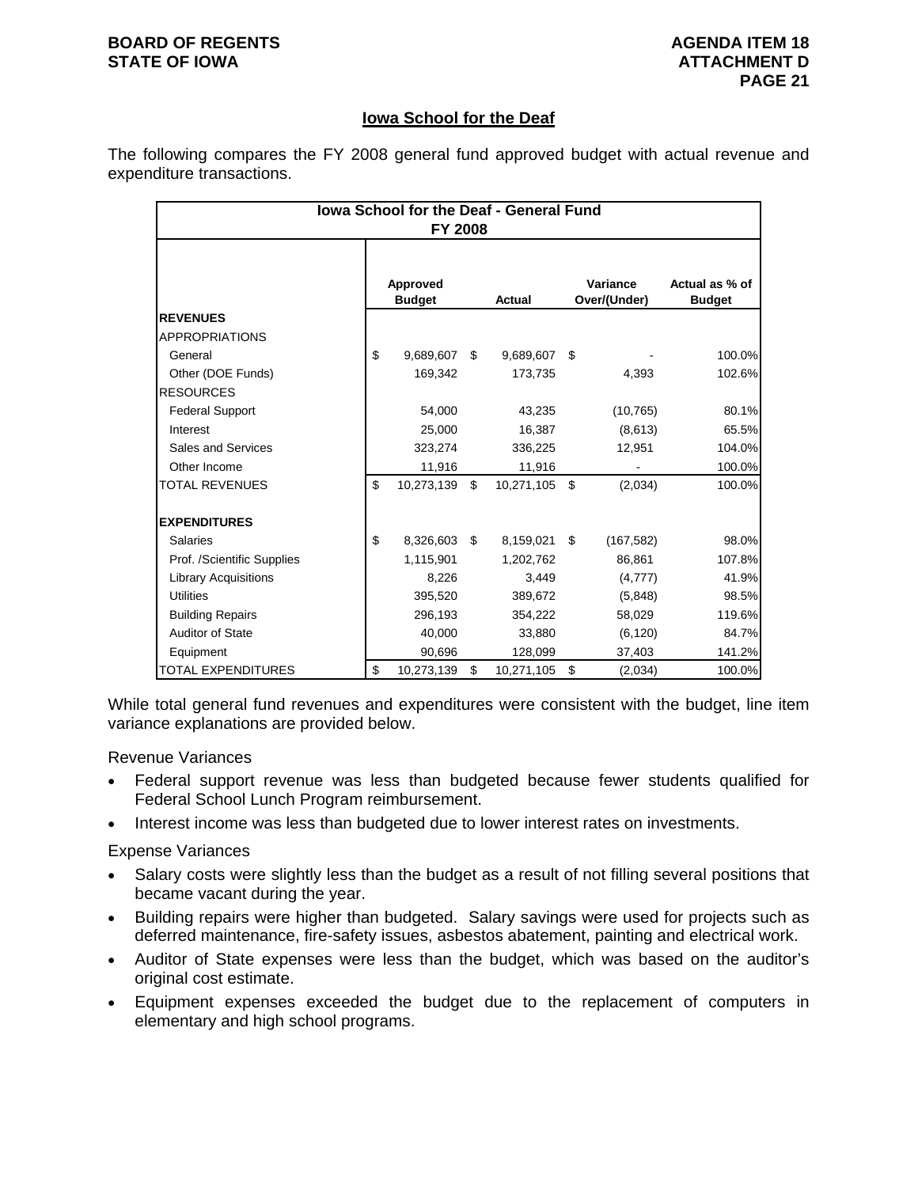## Iowa School for the Deaf

The following compares the FY 2008 general fund approved budget with actual revenue and expenditure transactions.

| Iowa School for the Deaf - General Fund FY 2008 | Approved Budget | Actual | Variance Over/(Under) | Actual as % of Budget |
|---|---|---|---|---|
| **REVENUES** | | | | |
| APPROPRIATIONS | | | | |
| General | $ 9,689,607 | $ 9,689,607 | $ - | 100.0% |
| Other (DOE Funds) | 169,342 | 173,735 | 4,393 | 102.6% |
| RESOURCES | | | | |
| Federal Support | 54,000 | 43,235 | (10,765) | 80.1% |
| Interest | 25,000 | 16,387 | (8,613) | 65.5% |
| Sales and Services | 323,274 | 336,225 | 12,951 | 104.0% |
| Other Income | 11,916 | 11,916 | - | 100.0% |
| TOTAL REVENUES | $ 10,273,139 | $ 10,271,105 | $ (2,034) | 100.0% |
| **EXPENDITURES** | | | | |
| Salaries | $ 8,326,603 | $ 8,159,021 | $ (167,582) | 98.0% |
| Prof. /Scientific Supplies | 1,115,901 | 1,202,762 | 86,861 | 107.8% |
| Library Acquisitions | 8,226 | 3,449 | (4,777) | 41.9% |
| Utilities | 395,520 | 389,672 | (5,848) | 98.5% |
| Building Repairs | 296,193 | 354,222 | 58,029 | 119.6% |
| Auditor of State | 40,000 | 33,880 | (6,120) | 84.7% |
| Equipment | 90,696 | 128,099 | 37,403 | 141.2% |
| TOTAL EXPENDITURES | $ 10,273,139 | $ 10,271,105 | $ (2,034) | 100.0% |

While total general fund revenues and expenditures were consistent with the budget, line item variance explanations are provided below.

Revenue Variances

- Federal support revenue was less than budgeted because fewer students qualified for Federal School Lunch Program reimbursement.
- Interest income was less than budgeted due to lower interest rates on investments.

Expense Variances

- Salary costs were slightly less than the budget as a result of not filling several positions that became vacant during the year.
- Building repairs were higher than budgeted. Salary savings were used for projects such as deferred maintenance, fire-safety issues, asbestos abatement, painting and electrical work.
- Auditor of State expenses were less than the budget, which was based on the auditor's original cost estimate.
- Equipment expenses exceeded the budget due to the replacement of computers in elementary and high school programs.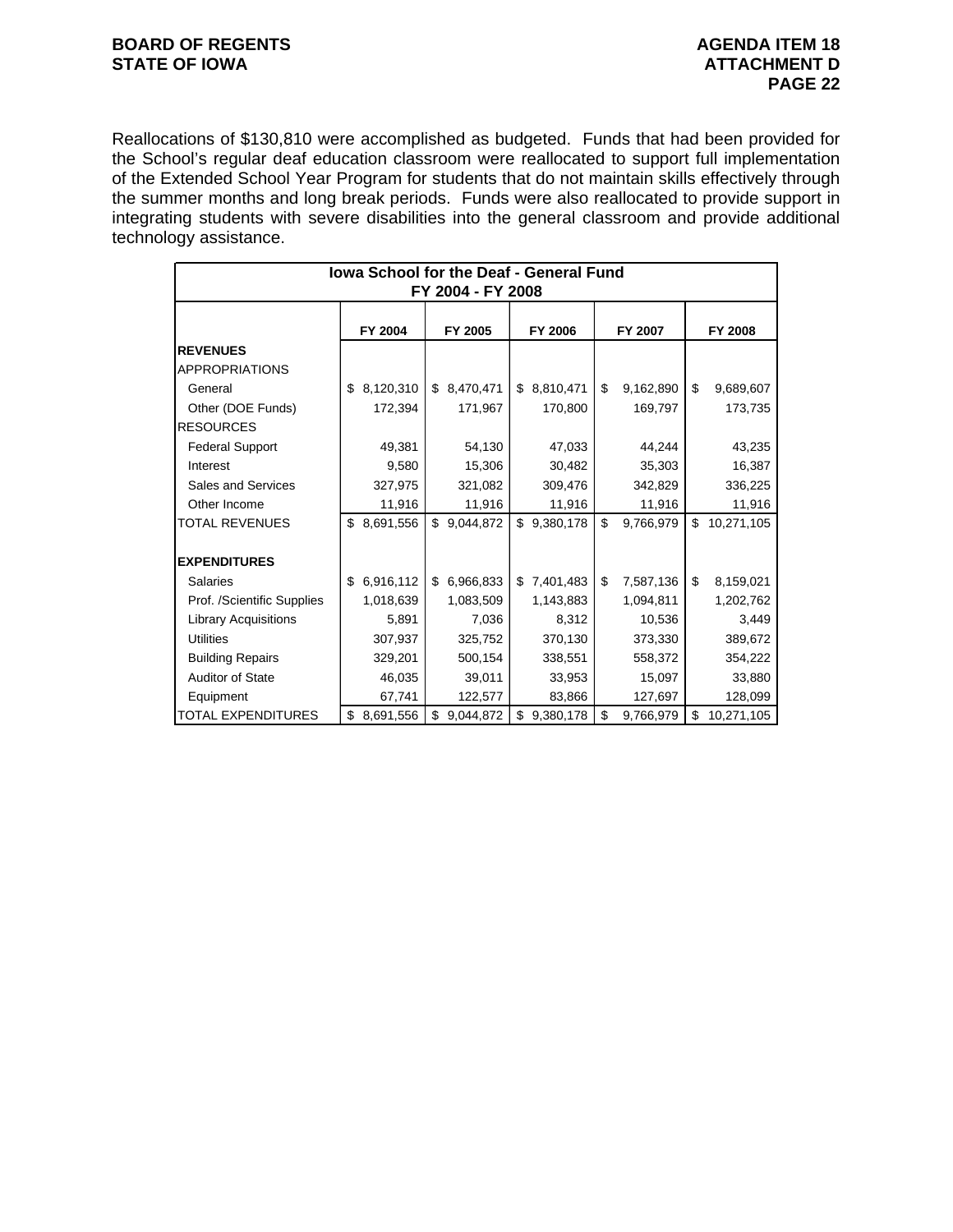Reallocations of $130,810 were accomplished as budgeted. Funds that had been provided for the School's regular deaf education classroom were reallocated to support full implementation of the Extended School Year Program for students that do not maintain skills effectively through the summer months and long break periods. Funds were also reallocated to provide support in integrating students with severe disabilities into the general classroom and provide additional technology assistance.

| Iowa School for the Deaf - General Fund FY 2004 - FY 2008 | | | | | |
|---|---|---|---|---|---|
| | FY 2004 | FY 2005 | FY 2006 | FY 2007 | FY 2008 |
| **REVENUES** | | | | | |
| APPROPRIATIONS | | | | | |
| General | $ 8,120,310 | $ 8,470,471 | $ 8,810,471 | $ 9,162,890 | $ 9,689,607 |
| Other (DOE Funds) | 172,394 | 171,967 | 170,800 | 169,797 | 173,735 |
| RESOURCES | | | | | |
| Federal Support | 49,381 | 54,130 | 47,033 | 44,244 | 43,235 |
| Interest | 9,580 | 15,306 | 30,482 | 35,303 | 16,387 |
| Sales and Services | 327,975 | 321,082 | 309,476 | 342,829 | 336,225 |
| Other Income | 11,916 | 11,916 | 11,916 | 11,916 | 11,916 |
| TOTAL REVENUES | $ 8,691,556 | $ 9,044,872 | $ 9,380,178 | $ 9,766,979 | $ 10,271,105 |
| | | | | | |
| **EXPENDITURES** | | | | | |
| Salaries | $ 6,916,112 | $ 6,966,833 | $ 7,401,483 | $ 7,587,136 | $ 8,159,021 |
| Prof. /Scientific Supplies | 1,018,639 | 1,083,509 | 1,143,883 | 1,094,811 | 1,202,762 |
| Library Acquisitions | 5,891 | 7,036 | 8,312 | 10,536 | 3,449 |
| Utilities | 307,937 | 325,752 | 370,130 | 373,330 | 389,672 |
| Building Repairs | 329,201 | 500,154 | 338,551 | 558,372 | 354,222 |
| Auditor of State | 46,035 | 39,011 | 33,953 | 15,097 | 33,880 |
| Equipment | 67,741 | 122,577 | 83,866 | 127,697 | 128,099 |
| TOTAL EXPENDITURES | $ 8,691,556 | $ 9,044,872 | $ 9,380,178 | $ 9,766,979 | $ 10,271,105 |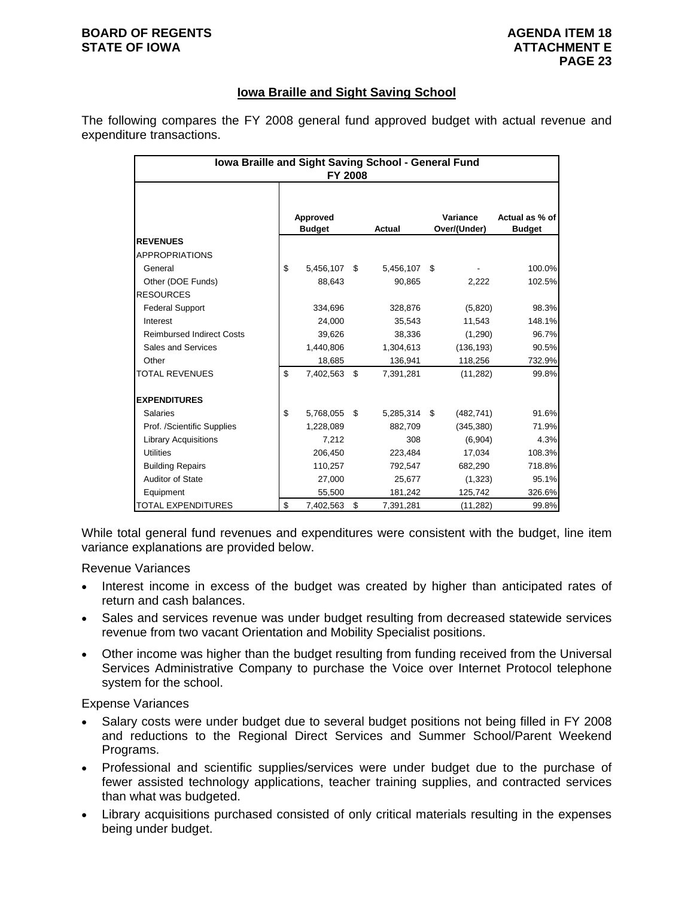## Iowa Braille and Sight Saving School

The following compares the FY 2008 general fund approved budget with actual revenue and expenditure transactions.

| Iowa Braille and Sight Saving School - General Fund FY 2008 | | | | |
|---|---|---|---|---|
| | Approved Budget | Actual | Variance Over/(Under) | Actual as % of Budget |
| **REVENUES** | | | | |
| APPROPRIATIONS | | | | |
| General | $ 5,456,107 | $ 5,456,107 | $ - | 100.0% |
| Other (DOE Funds) | 88,643 | 90,865 | 2,222 | 102.5% |
| RESOURCES | | | | |
| Federal Support | 334,696 | 328,876 | (5,820) | 98.3% |
| Interest | 24,000 | 35,543 | 11,543 | 148.1% |
| Reimbursed Indirect Costs | 39,626 | 38,336 | (1,290) | 96.7% |
| Sales and Services | 1,440,806 | 1,304,613 | (136,193) | 90.5% |
| Other | 18,685 | 136,941 | 118,256 | 732.9% |
| TOTAL REVENUES | $ 7,402,563 | $ 7,391,281 | (11,282) | 99.8% |
| **EXPENDITURES** | | | | |
| Salaries | $ 5,768,055 | $ 5,285,314 | $ (482,741) | 91.6% |
| Prof. /Scientific Supplies | 1,228,089 | 882,709 | (345,380) | 71.9% |
| Library Acquisitions | 7,212 | 308 | (6,904) | 4.3% |
| Utilities | 206,450 | 223,484 | 17,034 | 108.3% |
| Building Repairs | 110,257 | 792,547 | 682,290 | 718.8% |
| Auditor of State | 27,000 | 25,677 | (1,323) | 95.1% |
| Equipment | 55,500 | 181,242 | 125,742 | 326.6% |
| TOTAL EXPENDITURES | $ 7,402,563 | $ 7,391,281 | (11,282) | 99.8% |

While total general fund revenues and expenditures were consistent with the budget, line item variance explanations are provided below.

Revenue Variances

- Interest income in excess of the budget was created by higher than anticipated rates of return and cash balances.
- Sales and services revenue was under budget resulting from decreased statewide services revenue from two vacant Orientation and Mobility Specialist positions.
- Other income was higher than the budget resulting from funding received from the Universal Services Administrative Company to purchase the Voice over Internet Protocol telephone system for the school.

Expense Variances

- Salary costs were under budget due to several budget positions not being filled in FY 2008 and reductions to the Regional Direct Services and Summer School/Parent Weekend Programs.
- Professional and scientific supplies/services were under budget due to the purchase of fewer assisted technology applications, teacher training supplies, and contracted services than what was budgeted.
- Library acquisitions purchased consisted of only critical materials resulting in the expenses being under budget.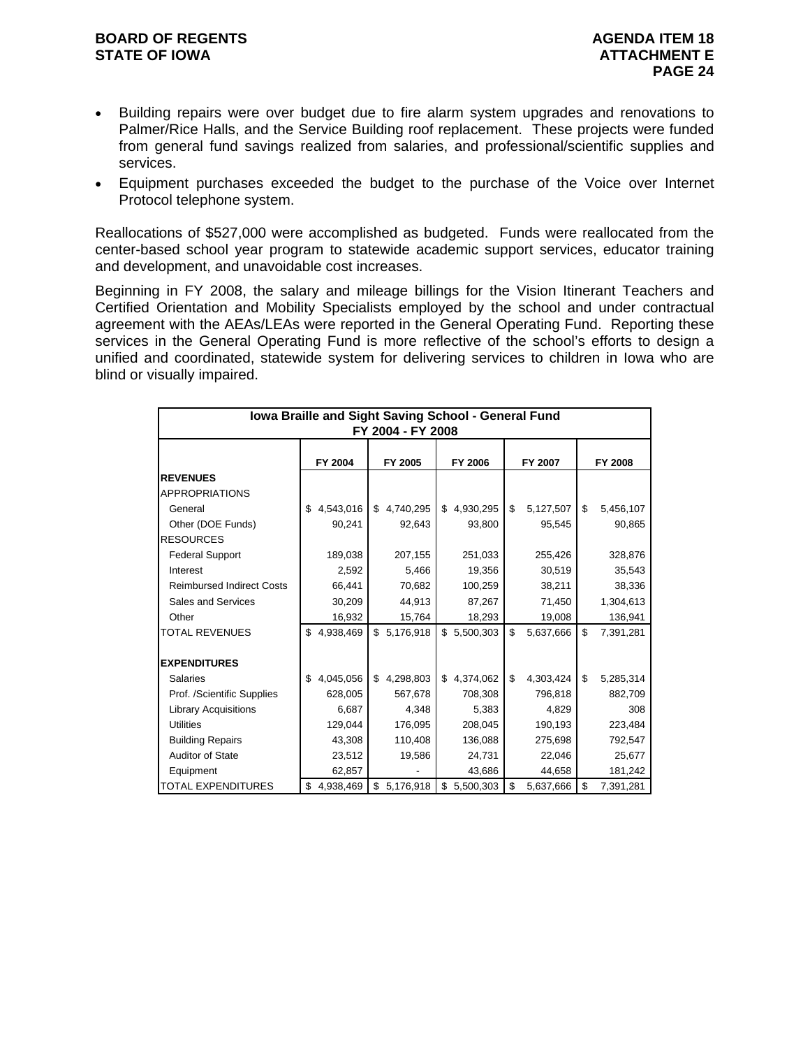- Building repairs were over budget due to fire alarm system upgrades and renovations to Palmer/Rice Halls, and the Service Building roof replacement. These projects were funded from general fund savings realized from salaries, and professional/scientific supplies and services.
- Equipment purchases exceeded the budget to the purchase of the Voice over Internet Protocol telephone system.

Reallocations of $527,000 were accomplished as budgeted. Funds were reallocated from the center-based school year program to statewide academic support services, educator training and development, and unavoidable cost increases.

Beginning in FY 2008, the salary and mileage billings for the Vision Itinerant Teachers and Certified Orientation and Mobility Specialists employed by the school and under contractual agreement with the AEAs/LEAs were reported in the General Operating Fund. Reporting these services in the General Operating Fund is more reflective of the school's efforts to design a unified and coordinated, statewide system for delivering services to children in Iowa who are blind or visually impaired.

| Iowa Braille and Sight Saving School - General Fund FY 2004 - FY 2008 | | | | | |
|---|---|---|---|---|---|
| | FY 2004 | FY 2005 | FY 2006 | FY 2007 | FY 2008 |
| **REVENUES** | | | | | |
| APPROPRIATIONS | | | | | |
| General | $ 4,543,016 | $ 4,740,295 | $ 4,930,295 | $ 5,127,507 | $ 5,456,107 |
| Other (DOE Funds) | 90,241 | 92,643 | 93,800 | 95,545 | 90,865 |
| RESOURCES | | | | | |
| Federal Support | 189,038 | 207,155 | 251,033 | 255,426 | 328,876 |
| Interest | 2,592 | 5,466 | 19,356 | 30,519 | 35,543 |
| Reimbursed Indirect Costs | 66,441 | 70,682 | 100,259 | 38,211 | 38,336 |
| Sales and Services | 30,209 | 44,913 | 87,267 | 71,450 | 1,304,613 |
| Other | 16,932 | 15,764 | 18,293 | 19,008 | 136,941 |
| TOTAL REVENUES | $ 4,938,469 | $ 5,176,918 | $ 5,500,303 | $ 5,637,666 | $ 7,391,281 |
| | | | | | |
| **EXPENDITURES** | | | | | |
| Salaries | $ 4,045,056 | $ 4,298,803 | $ 4,374,062 | $ 4,303,424 | $ 5,285,314 |
| Prof. /Scientific Supplies | 628,005 | 567,678 | 708,308 | 796,818 | 882,709 |
| Library Acquisitions | 6,687 | 4,348 | 5,383 | 4,829 | 308 |
| Utilities | 129,044 | 176,095 | 208,045 | 190,193 | 223,484 |
| Building Repairs | 43,308 | 110,408 | 136,088 | 275,698 | 792,547 |
| Auditor of State | 23,512 | 19,586 | 24,731 | 22,046 | 25,677 |
| Equipment | 62,857 | - | 43,686 | 44,658 | 181,242 |
| TOTAL EXPENDITURES | $ 4,938,469 | $ 5,176,918 | $ 5,500,303 | $ 5,637,666 | $ 7,391,281 |